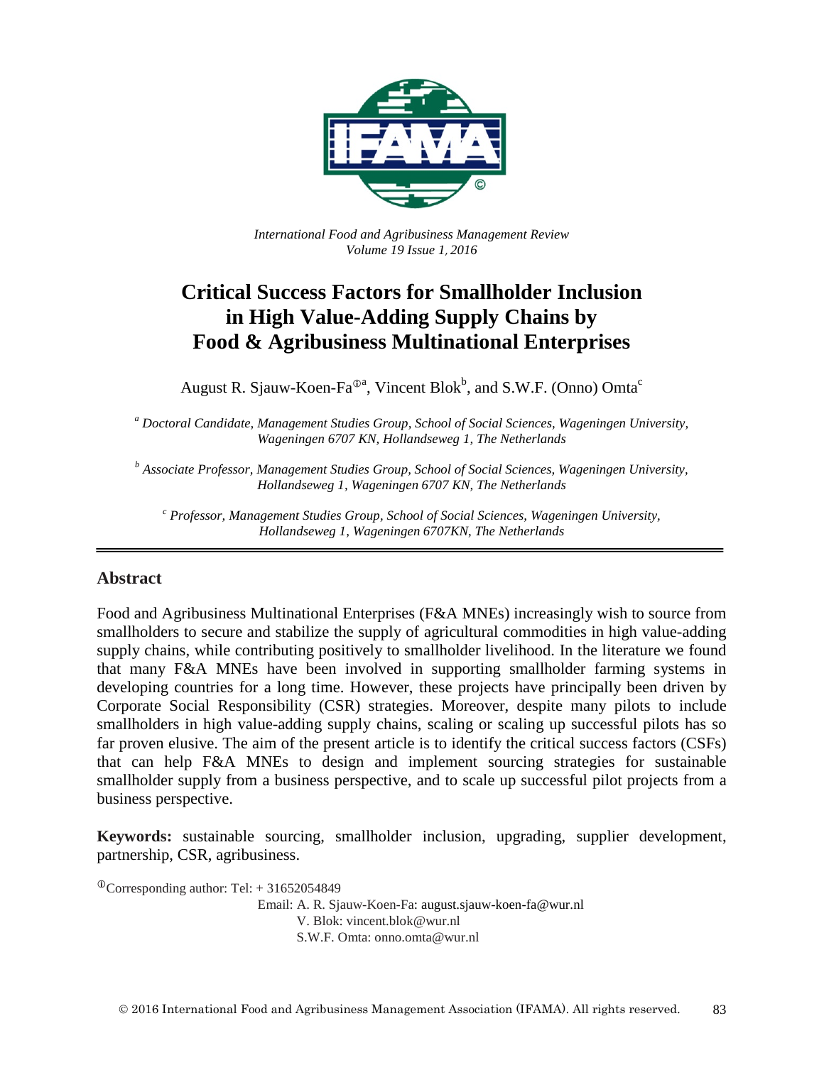*International Food and Agribusiness Management Review*
*Volume 19 Issue 1, 2016*

# Critical Success Factors for Smallholder Inclusion in High Value-Adding Supply Chains by Food & Agribusiness Multinational Enterprises

August R. Sjauw-Koen-Fa[ⓘa], Vincent Blok[b], and S.W.F. (Onno) Omta[c]

[a] *Doctoral Candidate, Management Studies Group, School of Social Sciences, Wageningen University, Wageningen 6707 KN, Hollandseweg 1, The Netherlands*

[b] *Associate Professor, Management Studies Group, School of Social Sciences, Wageningen University, Hollandseweg 1, Wageningen 6707 KN, The Netherlands*

[c] *Professor, Management Studies Group, School of Social Sciences, Wageningen University, Hollandseweg 1, Wageningen 6707KN, The Netherlands*

## Abstract

Food and Agribusiness Multinational Enterprises (F&A MNEs) increasingly wish to source from smallholders to secure and stabilize the supply of agricultural commodities in high value-adding supply chains, while contributing positively to smallholder livelihood. In the literature we found that many F&A MNEs have been involved in supporting smallholder farming systems in developing countries for a long time. However, these projects have principally been driven by Corporate Social Responsibility (CSR) strategies. Moreover, despite many pilots to include smallholders in high value-adding supply chains, scaling or scaling up successful pilots has so far proven elusive. The aim of the present article is to identify the critical success factors (CSFs) that can help F&A MNEs to design and implement sourcing strategies for sustainable smallholder supply from a business perspective, and to scale up successful pilot projects from a business perspective.

**Keywords:** sustainable sourcing, smallholder inclusion, upgrading, supplier development, partnership, CSR, agribusiness.

[ⓘ]Corresponding author: Tel: + 31652054849
Email: A. R. Sjauw-Koen-Fa: august.sjauw-koen-fa@wur.nl
V. Blok: vincent.blok@wur.nl
S.W.F. Omta: onno.omta@wur.nl

© 2016 International Food and Agribusiness Management Association (IFAMA). All rights reserved.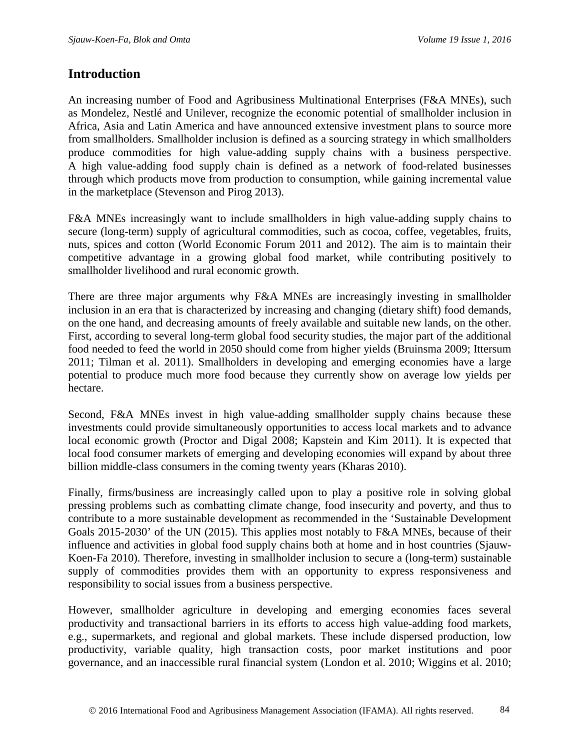## Introduction

An increasing number of Food and Agribusiness Multinational Enterprises (F&A MNEs), such as Mondelez, Nestlé and Unilever, recognize the economic potential of smallholder inclusion in Africa, Asia and Latin America and have announced extensive investment plans to source more from smallholders. Smallholder inclusion is defined as a sourcing strategy in which smallholders produce commodities for high value-adding supply chains with a business perspective. A high value-adding food supply chain is defined as a network of food-related businesses through which products move from production to consumption, while gaining incremental value in the marketplace (Stevenson and Pirog 2013).

F&A MNEs increasingly want to include smallholders in high value-adding supply chains to secure (long-term) supply of agricultural commodities, such as cocoa, coffee, vegetables, fruits, nuts, spices and cotton (World Economic Forum 2011 and 2012). The aim is to maintain their competitive advantage in a growing global food market, while contributing positively to smallholder livelihood and rural economic growth.

There are three major arguments why F&A MNEs are increasingly investing in smallholder inclusion in an era that is characterized by increasing and changing (dietary shift) food demands, on the one hand, and decreasing amounts of freely available and suitable new lands, on the other. First, according to several long-term global food security studies, the major part of the additional food needed to feed the world in 2050 should come from higher yields (Bruinsma 2009; Ittersum 2011; Tilman et al. 2011). Smallholders in developing and emerging economies have a large potential to produce much more food because they currently show on average low yields per hectare.

Second, F&A MNEs invest in high value-adding smallholder supply chains because these investments could provide simultaneously opportunities to access local markets and to advance local economic growth (Proctor and Digal 2008; Kapstein and Kim 2011). It is expected that local food consumer markets of emerging and developing economies will expand by about three billion middle-class consumers in the coming twenty years (Kharas 2010).

Finally, firms/business are increasingly called upon to play a positive role in solving global pressing problems such as combatting climate change, food insecurity and poverty, and thus to contribute to a more sustainable development as recommended in the 'Sustainable Development Goals 2015-2030' of the UN (2015). This applies most notably to F&A MNEs, because of their influence and activities in global food supply chains both at home and in host countries (Sjauw-Koen-Fa 2010). Therefore, investing in smallholder inclusion to secure a (long-term) sustainable supply of commodities provides them with an opportunity to express responsiveness and responsibility to social issues from a business perspective.

However, smallholder agriculture in developing and emerging economies faces several productivity and transactional barriers in its efforts to access high value-adding food markets, e.g., supermarkets, and regional and global markets. These include dispersed production, low productivity, variable quality, high transaction costs, poor market institutions and poor governance, and an inaccessible rural financial system (London et al. 2010; Wiggins et al. 2010;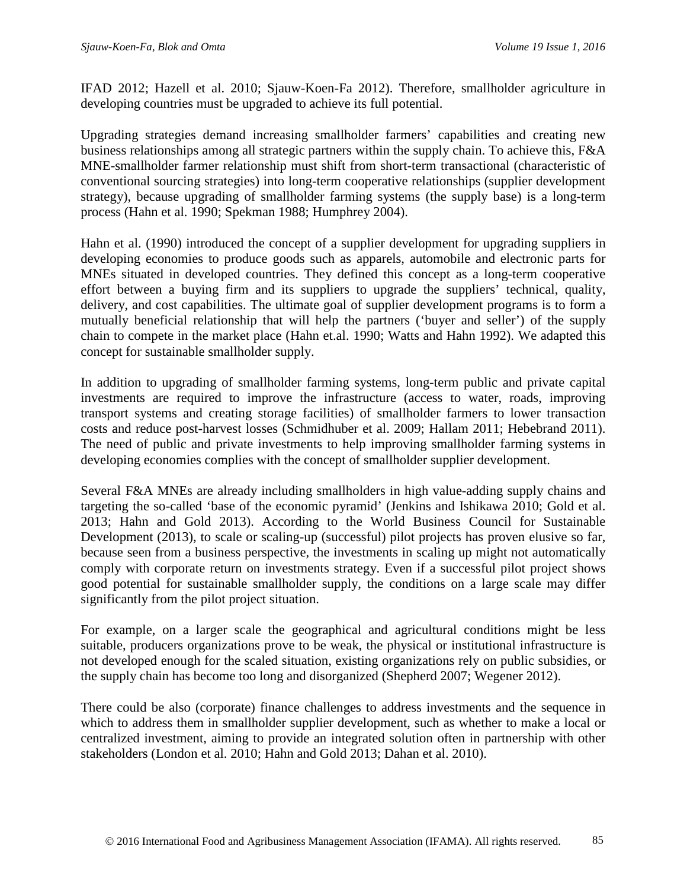IFAD 2012; Hazell et al. 2010; Sjauw-Koen-Fa 2012). Therefore, smallholder agriculture in developing countries must be upgraded to achieve its full potential.

Upgrading strategies demand increasing smallholder farmers' capabilities and creating new business relationships among all strategic partners within the supply chain. To achieve this, F&A MNE-smallholder farmer relationship must shift from short-term transactional (characteristic of conventional sourcing strategies) into long-term cooperative relationships (supplier development strategy), because upgrading of smallholder farming systems (the supply base) is a long-term process (Hahn et al. 1990; Spekman 1988; Humphrey 2004).

Hahn et al. (1990) introduced the concept of a supplier development for upgrading suppliers in developing economies to produce goods such as apparels, automobile and electronic parts for MNEs situated in developed countries. They defined this concept as a long-term cooperative effort between a buying firm and its suppliers to upgrade the suppliers' technical, quality, delivery, and cost capabilities. The ultimate goal of supplier development programs is to form a mutually beneficial relationship that will help the partners ('buyer and seller') of the supply chain to compete in the market place (Hahn et.al. 1990; Watts and Hahn 1992). We adapted this concept for sustainable smallholder supply.

In addition to upgrading of smallholder farming systems, long-term public and private capital investments are required to improve the infrastructure (access to water, roads, improving transport systems and creating storage facilities) of smallholder farmers to lower transaction costs and reduce post-harvest losses (Schmidhuber et al. 2009; Hallam 2011; Hebebrand 2011). The need of public and private investments to help improving smallholder farming systems in developing economies complies with the concept of smallholder supplier development.

Several F&A MNEs are already including smallholders in high value-adding supply chains and targeting the so-called 'base of the economic pyramid' (Jenkins and Ishikawa 2010; Gold et al. 2013; Hahn and Gold 2013). According to the World Business Council for Sustainable Development (2013), to scale or scaling-up (successful) pilot projects has proven elusive so far, because seen from a business perspective, the investments in scaling up might not automatically comply with corporate return on investments strategy. Even if a successful pilot project shows good potential for sustainable smallholder supply, the conditions on a large scale may differ significantly from the pilot project situation.

For example, on a larger scale the geographical and agricultural conditions might be less suitable, producers organizations prove to be weak, the physical or institutional infrastructure is not developed enough for the scaled situation, existing organizations rely on public subsidies, or the supply chain has become too long and disorganized (Shepherd 2007; Wegener 2012).

There could be also (corporate) finance challenges to address investments and the sequence in which to address them in smallholder supplier development, such as whether to make a local or centralized investment, aiming to provide an integrated solution often in partnership with other stakeholders (London et al. 2010; Hahn and Gold 2013; Dahan et al. 2010).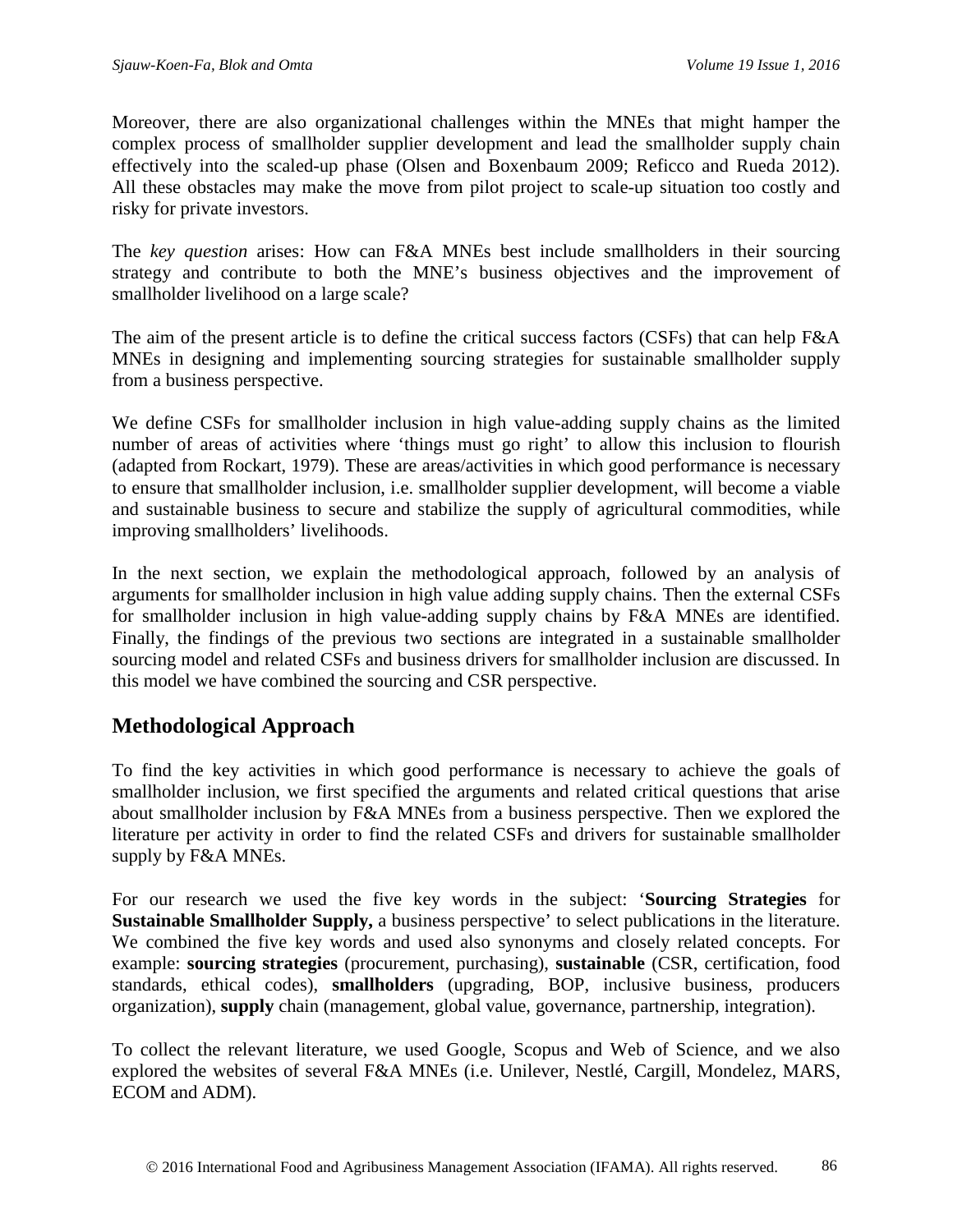Moreover, there are also organizational challenges within the MNEs that might hamper the complex process of smallholder supplier development and lead the smallholder supply chain effectively into the scaled-up phase (Olsen and Boxenbaum 2009; Reficco and Rueda 2012). All these obstacles may make the move from pilot project to scale-up situation too costly and risky for private investors.

The *key question* arises: How can F&A MNEs best include smallholders in their sourcing strategy and contribute to both the MNE's business objectives and the improvement of smallholder livelihood on a large scale?

The aim of the present article is to define the critical success factors (CSFs) that can help F&A MNEs in designing and implementing sourcing strategies for sustainable smallholder supply from a business perspective.

We define CSFs for smallholder inclusion in high value-adding supply chains as the limited number of areas of activities where 'things must go right' to allow this inclusion to flourish (adapted from Rockart, 1979). These are areas/activities in which good performance is necessary to ensure that smallholder inclusion, i.e. smallholder supplier development, will become a viable and sustainable business to secure and stabilize the supply of agricultural commodities, while improving smallholders' livelihoods.

In the next section, we explain the methodological approach, followed by an analysis of arguments for smallholder inclusion in high value adding supply chains. Then the external CSFs for smallholder inclusion in high value-adding supply chains by F&A MNEs are identified. Finally, the findings of the previous two sections are integrated in a sustainable smallholder sourcing model and related CSFs and business drivers for smallholder inclusion are discussed. In this model we have combined the sourcing and CSR perspective.

## Methodological Approach

To find the key activities in which good performance is necessary to achieve the goals of smallholder inclusion, we first specified the arguments and related critical questions that arise about smallholder inclusion by F&A MNEs from a business perspective. Then we explored the literature per activity in order to find the related CSFs and drivers for sustainable smallholder supply by F&A MNEs.

For our research we used the five key words in the subject: '**Sourcing Strategies** for **Sustainable Smallholder Supply,** a business perspective' to select publications in the literature. We combined the five key words and used also synonyms and closely related concepts. For example: **sourcing strategies** (procurement, purchasing), **sustainable** (CSR, certification, food standards, ethical codes), **smallholders** (upgrading, BOP, inclusive business, producers organization), **supply** chain (management, global value, governance, partnership, integration).

To collect the relevant literature, we used Google, Scopus and Web of Science, and we also explored the websites of several F&A MNEs (i.e. Unilever, Nestlé, Cargill, Mondelez, MARS, ECOM and ADM).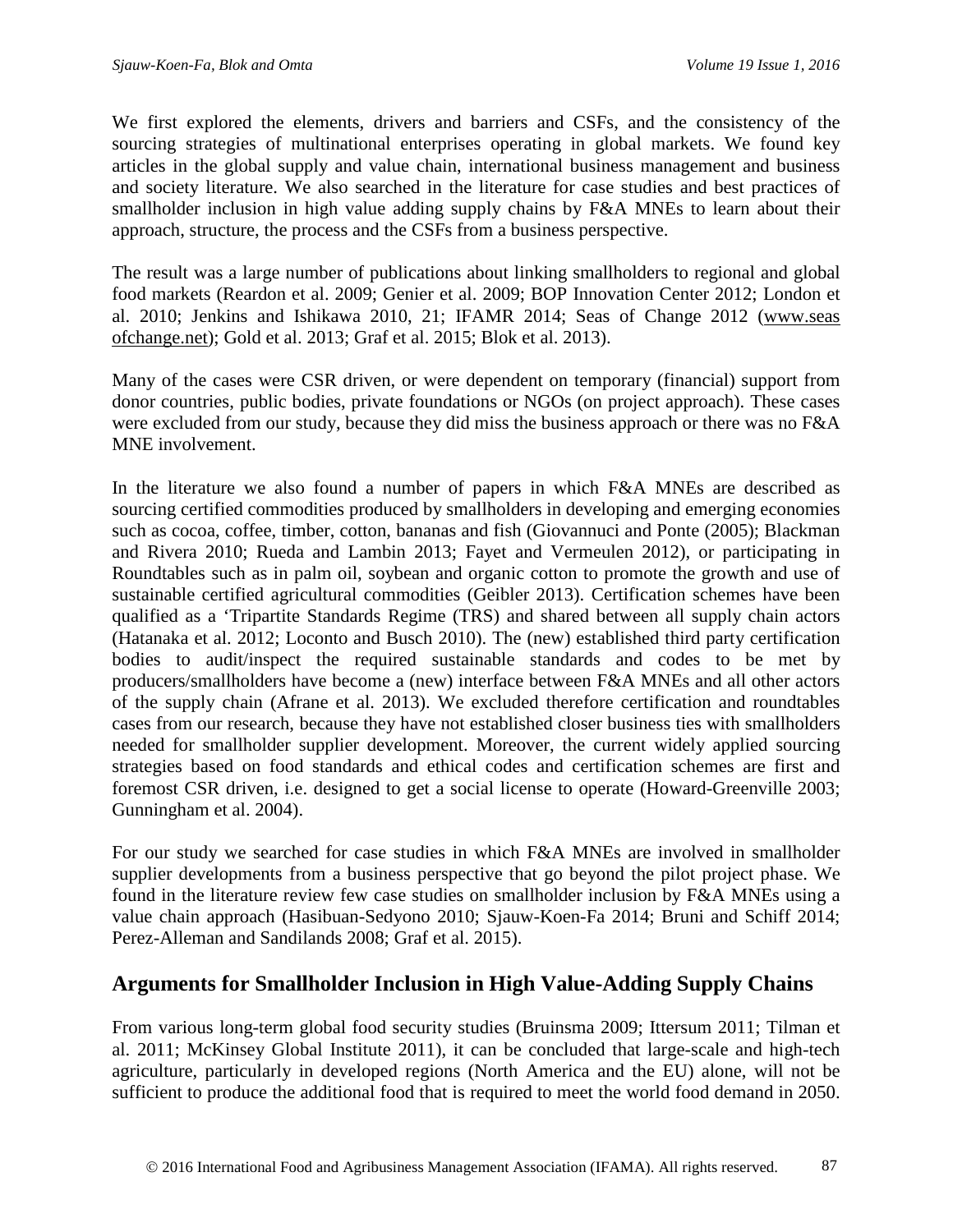We first explored the elements, drivers and barriers and CSFs, and the consistency of the sourcing strategies of multinational enterprises operating in global markets. We found key articles in the global supply and value chain, international business management and business and society literature. We also searched in the literature for case studies and best practices of smallholder inclusion in high value adding supply chains by F&A MNEs to learn about their approach, structure, the process and the CSFs from a business perspective.

The result was a large number of publications about linking smallholders to regional and global food markets (Reardon et al. 2009; Genier et al. 2009; BOP Innovation Center 2012; London et al. 2010; Jenkins and Ishikawa 2010, 21; IFAMR 2014; Seas of Change 2012 (www.seasofchange.net); Gold et al. 2013; Graf et al. 2015; Blok et al. 2013).

Many of the cases were CSR driven, or were dependent on temporary (financial) support from donor countries, public bodies, private foundations or NGOs (on project approach). These cases were excluded from our study, because they did miss the business approach or there was no F&A MNE involvement.

In the literature we also found a number of papers in which F&A MNEs are described as sourcing certified commodities produced by smallholders in developing and emerging economies such as cocoa, coffee, timber, cotton, bananas and fish (Giovannuci and Ponte (2005); Blackman and Rivera 2010; Rueda and Lambin 2013; Fayet and Vermeulen 2012), or participating in Roundtables such as in palm oil, soybean and organic cotton to promote the growth and use of sustainable certified agricultural commodities (Geibler 2013). Certification schemes have been qualified as a 'Tripartite Standards Regime (TRS) and shared between all supply chain actors (Hatanaka et al. 2012; Loconto and Busch 2010). The (new) established third party certification bodies to audit/inspect the required sustainable standards and codes to be met by producers/smallholders have become a (new) interface between F&A MNEs and all other actors of the supply chain (Afrane et al. 2013). We excluded therefore certification and roundtables cases from our research, because they have not established closer business ties with smallholders needed for smallholder supplier development. Moreover, the current widely applied sourcing strategies based on food standards and ethical codes and certification schemes are first and foremost CSR driven, i.e. designed to get a social license to operate (Howard-Greenville 2003; Gunningham et al. 2004).

For our study we searched for case studies in which F&A MNEs are involved in smallholder supplier developments from a business perspective that go beyond the pilot project phase. We found in the literature review few case studies on smallholder inclusion by F&A MNEs using a value chain approach (Hasibuan-Sedyono 2010; Sjauw-Koen-Fa 2014; Bruni and Schiff 2014; Perez-Alleman and Sandilands 2008; Graf et al. 2015).

## Arguments for Smallholder Inclusion in High Value-Adding Supply Chains

From various long-term global food security studies (Bruinsma 2009; Ittersum 2011; Tilman et al. 2011; McKinsey Global Institute 2011), it can be concluded that large-scale and high-tech agriculture, particularly in developed regions (North America and the EU) alone, will not be sufficient to produce the additional food that is required to meet the world food demand in 2050.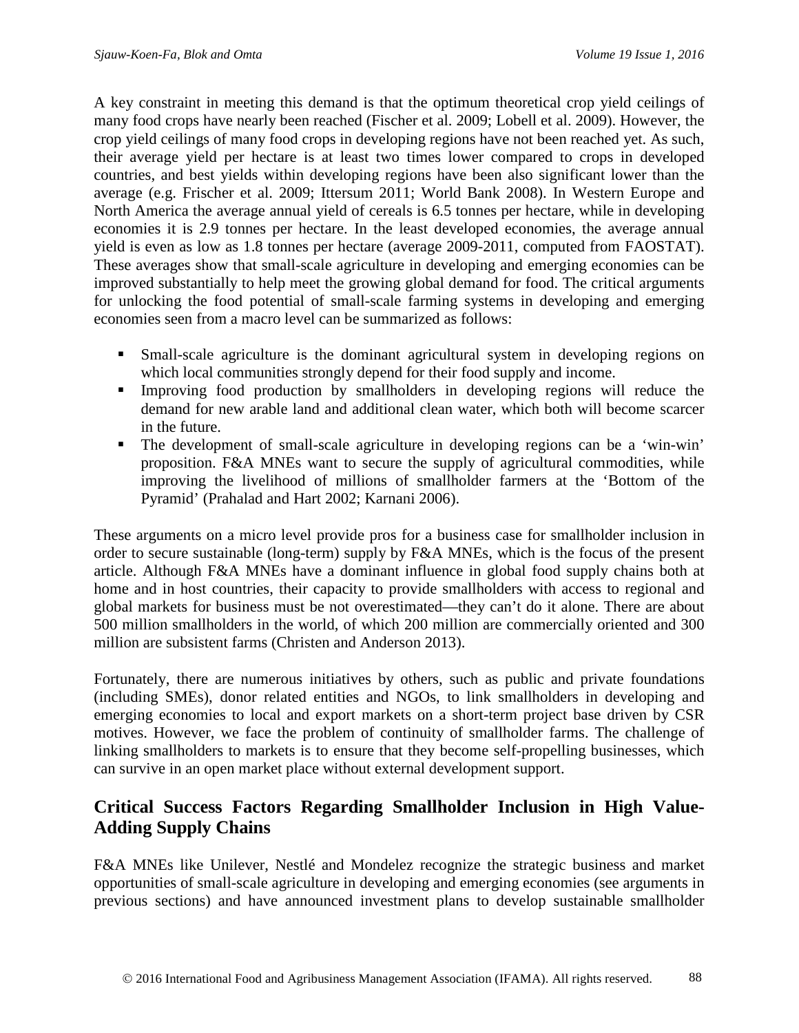A key constraint in meeting this demand is that the optimum theoretical crop yield ceilings of many food crops have nearly been reached (Fischer et al. 2009; Lobell et al. 2009). However, the crop yield ceilings of many food crops in developing regions have not been reached yet. As such, their average yield per hectare is at least two times lower compared to crops in developed countries, and best yields within developing regions have been also significant lower than the average (e.g. Frischer et al. 2009; Ittersum 2011; World Bank 2008). In Western Europe and North America the average annual yield of cereals is 6.5 tonnes per hectare, while in developing economies it is 2.9 tonnes per hectare. In the least developed economies, the average annual yield is even as low as 1.8 tonnes per hectare (average 2009-2011, computed from FAOSTAT). These averages show that small-scale agriculture in developing and emerging economies can be improved substantially to help meet the growing global demand for food. The critical arguments for unlocking the food potential of small-scale farming systems in developing and emerging economies seen from a macro level can be summarized as follows:

- Small-scale agriculture is the dominant agricultural system in developing regions on which local communities strongly depend for their food supply and income.
- Improving food production by smallholders in developing regions will reduce the demand for new arable land and additional clean water, which both will become scarcer in the future.
- The development of small-scale agriculture in developing regions can be a 'win-win' proposition. F&A MNEs want to secure the supply of agricultural commodities, while improving the livelihood of millions of smallholder farmers at the 'Bottom of the Pyramid' (Prahalad and Hart 2002; Karnani 2006).

These arguments on a micro level provide pros for a business case for smallholder inclusion in order to secure sustainable (long-term) supply by F&A MNEs, which is the focus of the present article. Although F&A MNEs have a dominant influence in global food supply chains both at home and in host countries, their capacity to provide smallholders with access to regional and global markets for business must be not overestimated—they can't do it alone. There are about 500 million smallholders in the world, of which 200 million are commercially oriented and 300 million are subsistent farms (Christen and Anderson 2013).

Fortunately, there are numerous initiatives by others, such as public and private foundations (including SMEs), donor related entities and NGOs, to link smallholders in developing and emerging economies to local and export markets on a short-term project base driven by CSR motives. However, we face the problem of continuity of smallholder farms. The challenge of linking smallholders to markets is to ensure that they become self-propelling businesses, which can survive in an open market place without external development support.

## Critical Success Factors Regarding Smallholder Inclusion in High Value-Adding Supply Chains

F&A MNEs like Unilever, Nestlé and Mondelez recognize the strategic business and market opportunities of small-scale agriculture in developing and emerging economies (see arguments in previous sections) and have announced investment plans to develop sustainable smallholder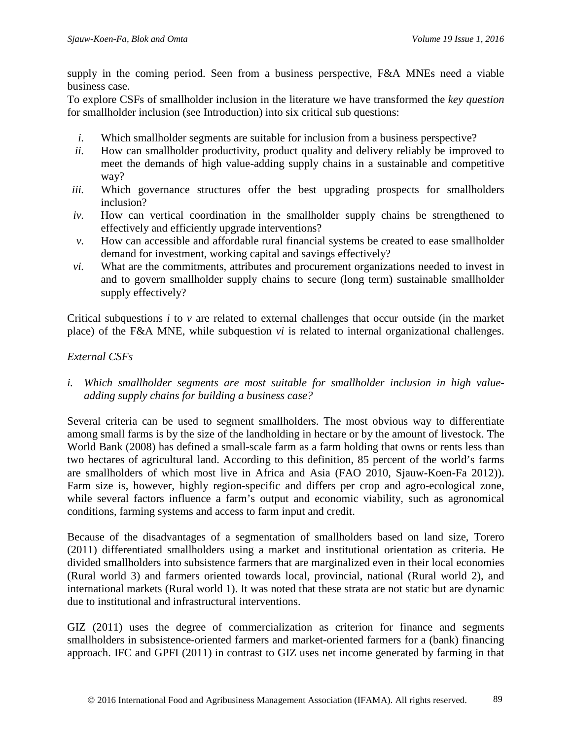supply in the coming period. Seen from a business perspective, F&A MNEs need a viable business case.
To explore CSFs of smallholder inclusion in the literature we have transformed the *key question* for smallholder inclusion (see Introduction) into six critical sub questions:

*i.* Which smallholder segments are suitable for inclusion from a business perspective?
*ii.* How can smallholder productivity, product quality and delivery reliably be improved to meet the demands of high value-adding supply chains in a sustainable and competitive way?
*iii.* Which governance structures offer the best upgrading prospects for smallholders inclusion?
*iv.* How can vertical coordination in the smallholder supply chains be strengthened to effectively and efficiently upgrade interventions?
*v.* How can accessible and affordable rural financial systems be created to ease smallholder demand for investment, working capital and savings effectively?
*vi.* What are the commitments, attributes and procurement organizations needed to invest in and to govern smallholder supply chains to secure (long term) sustainable smallholder supply effectively?

Critical subquestions *i* to *v* are related to external challenges that occur outside (in the market place) of the F&A MNE, while subquestion *vi* is related to internal organizational challenges.

*External CSFs*

*i. Which smallholder segments are most suitable for smallholder inclusion in high value-adding supply chains for building a business case?*

Several criteria can be used to segment smallholders. The most obvious way to differentiate among small farms is by the size of the landholding in hectare or by the amount of livestock. The World Bank (2008) has defined a small-scale farm as a farm holding that owns or rents less than two hectares of agricultural land. According to this definition, 85 percent of the world's farms are smallholders of which most live in Africa and Asia (FAO 2010, Sjauw-Koen-Fa 2012)). Farm size is, however, highly region-specific and differs per crop and agro-ecological zone, while several factors influence a farm's output and economic viability, such as agronomical conditions, farming systems and access to farm input and credit.

Because of the disadvantages of a segmentation of smallholders based on land size, Torero (2011) differentiated smallholders using a market and institutional orientation as criteria. He divided smallholders into subsistence farmers that are marginalized even in their local economies (Rural world 3) and farmers oriented towards local, provincial, national (Rural world 2), and international markets (Rural world 1). It was noted that these strata are not static but are dynamic due to institutional and infrastructural interventions.

GIZ (2011) uses the degree of commercialization as criterion for finance and segments smallholders in subsistence-oriented farmers and market-oriented farmers for a (bank) financing approach. IFC and GPFI (2011) in contrast to GIZ uses net income generated by farming in that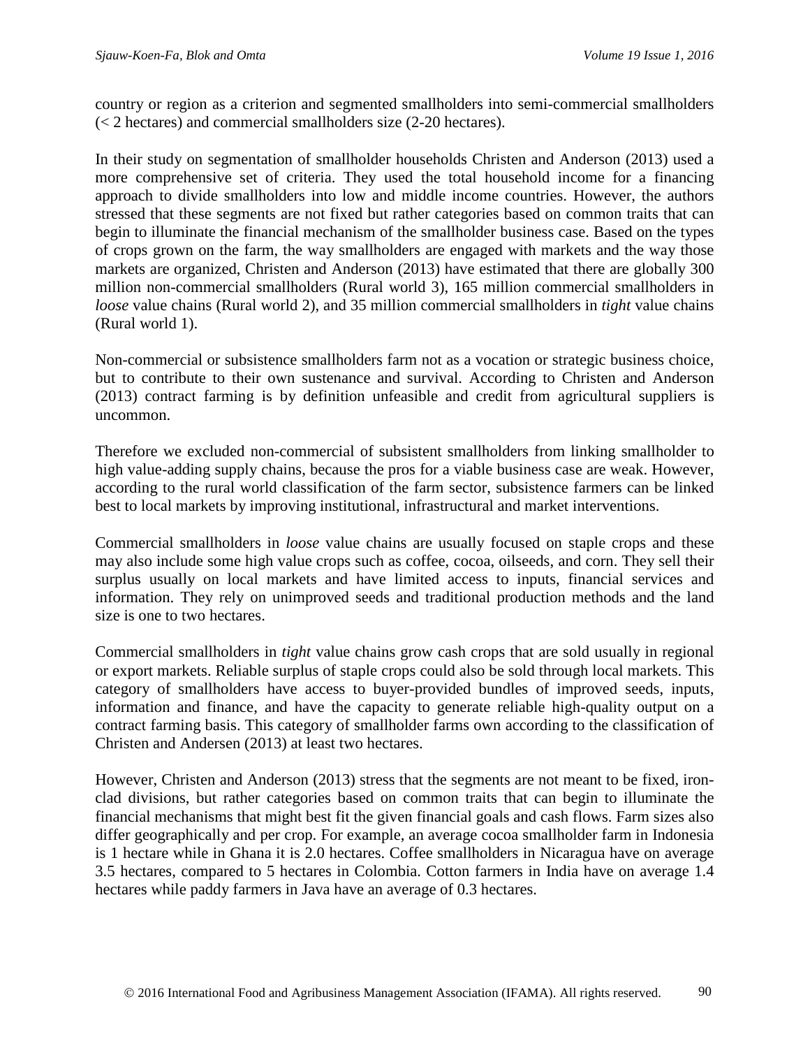country or region as a criterion and segmented smallholders into semi-commercial smallholders (< 2 hectares) and commercial smallholders size (2-20 hectares).

In their study on segmentation of smallholder households Christen and Anderson (2013) used a more comprehensive set of criteria. They used the total household income for a financing approach to divide smallholders into low and middle income countries. However, the authors stressed that these segments are not fixed but rather categories based on common traits that can begin to illuminate the financial mechanism of the smallholder business case. Based on the types of crops grown on the farm, the way smallholders are engaged with markets and the way those markets are organized, Christen and Anderson (2013) have estimated that there are globally 300 million non-commercial smallholders (Rural world 3), 165 million commercial smallholders in *loose* value chains (Rural world 2), and 35 million commercial smallholders in *tight* value chains (Rural world 1).

Non-commercial or subsistence smallholders farm not as a vocation or strategic business choice, but to contribute to their own sustenance and survival. According to Christen and Anderson (2013) contract farming is by definition unfeasible and credit from agricultural suppliers is uncommon.

Therefore we excluded non-commercial of subsistent smallholders from linking smallholder to high value-adding supply chains, because the pros for a viable business case are weak. However, according to the rural world classification of the farm sector, subsistence farmers can be linked best to local markets by improving institutional, infrastructural and market interventions.

Commercial smallholders in *loose* value chains are usually focused on staple crops and these may also include some high value crops such as coffee, cocoa, oilseeds, and corn. They sell their surplus usually on local markets and have limited access to inputs, financial services and information. They rely on unimproved seeds and traditional production methods and the land size is one to two hectares.

Commercial smallholders in *tight* value chains grow cash crops that are sold usually in regional or export markets. Reliable surplus of staple crops could also be sold through local markets. This category of smallholders have access to buyer-provided bundles of improved seeds, inputs, information and finance, and have the capacity to generate reliable high-quality output on a contract farming basis. This category of smallholder farms own according to the classification of Christen and Andersen (2013) at least two hectares.

However, Christen and Anderson (2013) stress that the segments are not meant to be fixed, iron-clad divisions, but rather categories based on common traits that can begin to illuminate the financial mechanisms that might best fit the given financial goals and cash flows. Farm sizes also differ geographically and per crop. For example, an average cocoa smallholder farm in Indonesia is 1 hectare while in Ghana it is 2.0 hectares. Coffee smallholders in Nicaragua have on average 3.5 hectares, compared to 5 hectares in Colombia. Cotton farmers in India have on average 1.4 hectares while paddy farmers in Java have an average of 0.3 hectares.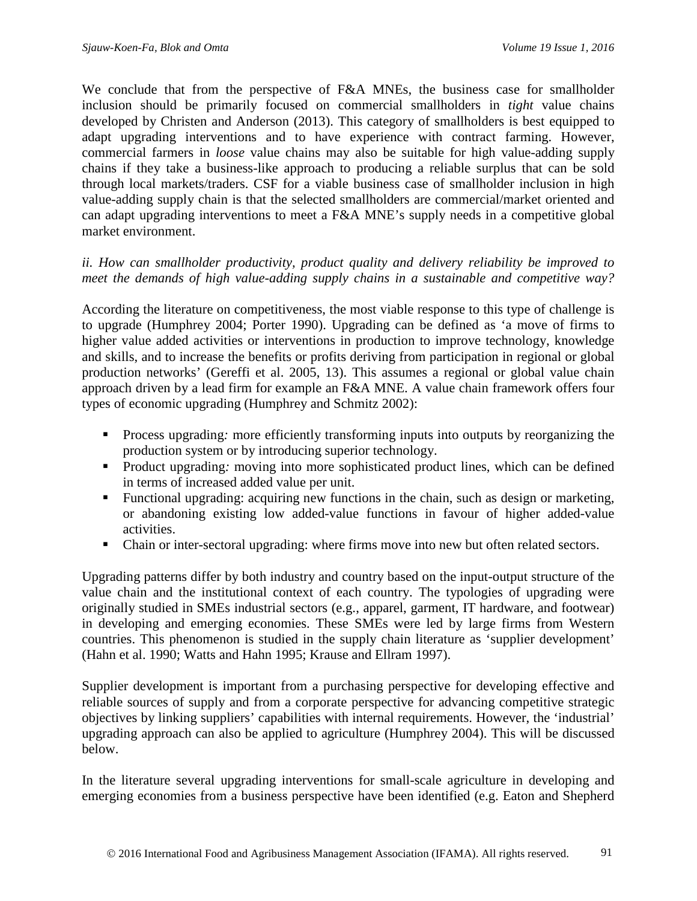We conclude that from the perspective of F&A MNEs, the business case for smallholder inclusion should be primarily focused on commercial smallholders in *tight* value chains developed by Christen and Anderson (2013). This category of smallholders is best equipped to adapt upgrading interventions and to have experience with contract farming. However, commercial farmers in *loose* value chains may also be suitable for high value-adding supply chains if they take a business-like approach to producing a reliable surplus that can be sold through local markets/traders. CSF for a viable business case of smallholder inclusion in high value-adding supply chain is that the selected smallholders are commercial/market oriented and can adapt upgrading interventions to meet a F&A MNE's supply needs in a competitive global market environment.

*ii. How can smallholder productivity, product quality and delivery reliability be improved to meet the demands of high value-adding supply chains in a sustainable and competitive way?*

According the literature on competitiveness, the most viable response to this type of challenge is to upgrade (Humphrey 2004; Porter 1990). Upgrading can be defined as 'a move of firms to higher value added activities or interventions in production to improve technology, knowledge and skills, and to increase the benefits or profits deriving from participation in regional or global production networks' (Gereffi et al. 2005, 13). This assumes a regional or global value chain approach driven by a lead firm for example an F&A MNE. A value chain framework offers four types of economic upgrading (Humphrey and Schmitz 2002):

- Process upgrading*:* more efficiently transforming inputs into outputs by reorganizing the production system or by introducing superior technology.
- Product upgrading*:* moving into more sophisticated product lines, which can be defined in terms of increased added value per unit.
- Functional upgrading: acquiring new functions in the chain, such as design or marketing, or abandoning existing low added-value functions in favour of higher added-value activities.
- Chain or inter-sectoral upgrading: where firms move into new but often related sectors.

Upgrading patterns differ by both industry and country based on the input-output structure of the value chain and the institutional context of each country. The typologies of upgrading were originally studied in SMEs industrial sectors (e.g., apparel, garment, IT hardware, and footwear) in developing and emerging economies. These SMEs were led by large firms from Western countries. This phenomenon is studied in the supply chain literature as 'supplier development' (Hahn et al. 1990; Watts and Hahn 1995; Krause and Ellram 1997).

Supplier development is important from a purchasing perspective for developing effective and reliable sources of supply and from a corporate perspective for advancing competitive strategic objectives by linking suppliers' capabilities with internal requirements. However, the 'industrial' upgrading approach can also be applied to agriculture (Humphrey 2004). This will be discussed below.

In the literature several upgrading interventions for small-scale agriculture in developing and emerging economies from a business perspective have been identified (e.g. Eaton and Shepherd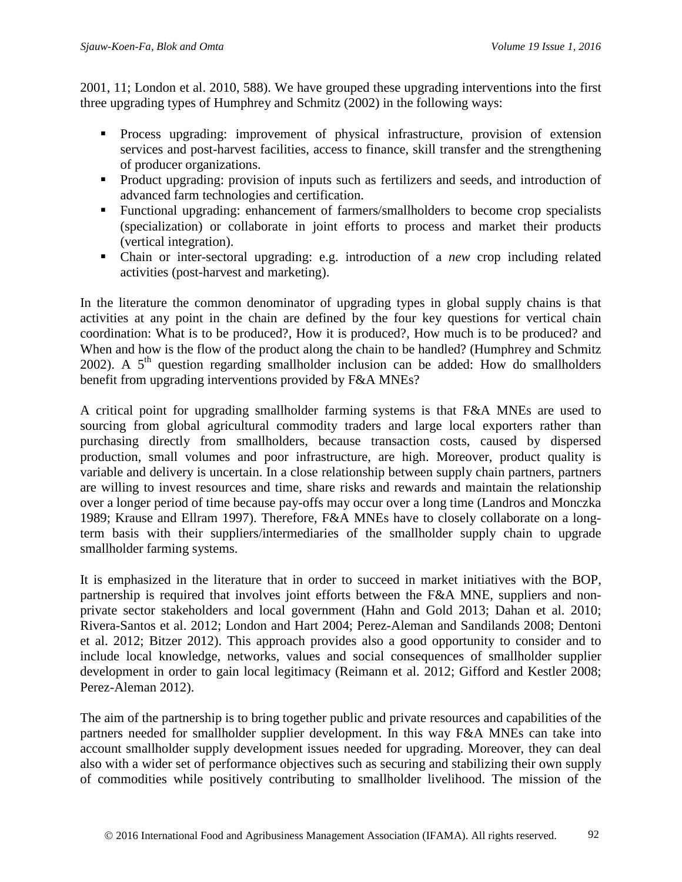2001, 11; London et al. 2010, 588). We have grouped these upgrading interventions into the first three upgrading types of Humphrey and Schmitz (2002) in the following ways:

- Process upgrading: improvement of physical infrastructure, provision of extension services and post-harvest facilities, access to finance, skill transfer and the strengthening of producer organizations.
- Product upgrading: provision of inputs such as fertilizers and seeds, and introduction of advanced farm technologies and certification.
- Functional upgrading: enhancement of farmers/smallholders to become crop specialists (specialization) or collaborate in joint efforts to process and market their products (vertical integration).
- Chain or inter-sectoral upgrading: e.g. introduction of a *new* crop including related activities (post-harvest and marketing).

In the literature the common denominator of upgrading types in global supply chains is that activities at any point in the chain are defined by the four key questions for vertical chain coordination: What is to be produced?, How it is produced?, How much is to be produced? and When and how is the flow of the product along the chain to be handled? (Humphrey and Schmitz 2002). A 5th question regarding smallholder inclusion can be added: How do smallholders benefit from upgrading interventions provided by F&A MNEs?

A critical point for upgrading smallholder farming systems is that F&A MNEs are used to sourcing from global agricultural commodity traders and large local exporters rather than purchasing directly from smallholders, because transaction costs, caused by dispersed production, small volumes and poor infrastructure, are high. Moreover, product quality is variable and delivery is uncertain. In a close relationship between supply chain partners, partners are willing to invest resources and time, share risks and rewards and maintain the relationship over a longer period of time because pay-offs may occur over a long time (Landros and Monczka 1989; Krause and Ellram 1997). Therefore, F&A MNEs have to closely collaborate on a long-term basis with their suppliers/intermediaries of the smallholder supply chain to upgrade smallholder farming systems.

It is emphasized in the literature that in order to succeed in market initiatives with the BOP, partnership is required that involves joint efforts between the F&A MNE, suppliers and non-private sector stakeholders and local government (Hahn and Gold 2013; Dahan et al. 2010; Rivera-Santos et al. 2012; London and Hart 2004; Perez-Aleman and Sandilands 2008; Dentoni et al. 2012; Bitzer 2012). This approach provides also a good opportunity to consider and to include local knowledge, networks, values and social consequences of smallholder supplier development in order to gain local legitimacy (Reimann et al. 2012; Gifford and Kestler 2008; Perez-Aleman 2012).

The aim of the partnership is to bring together public and private resources and capabilities of the partners needed for smallholder supplier development. In this way F&A MNEs can take into account smallholder supply development issues needed for upgrading. Moreover, they can deal also with a wider set of performance objectives such as securing and stabilizing their own supply of commodities while positively contributing to smallholder livelihood. The mission of the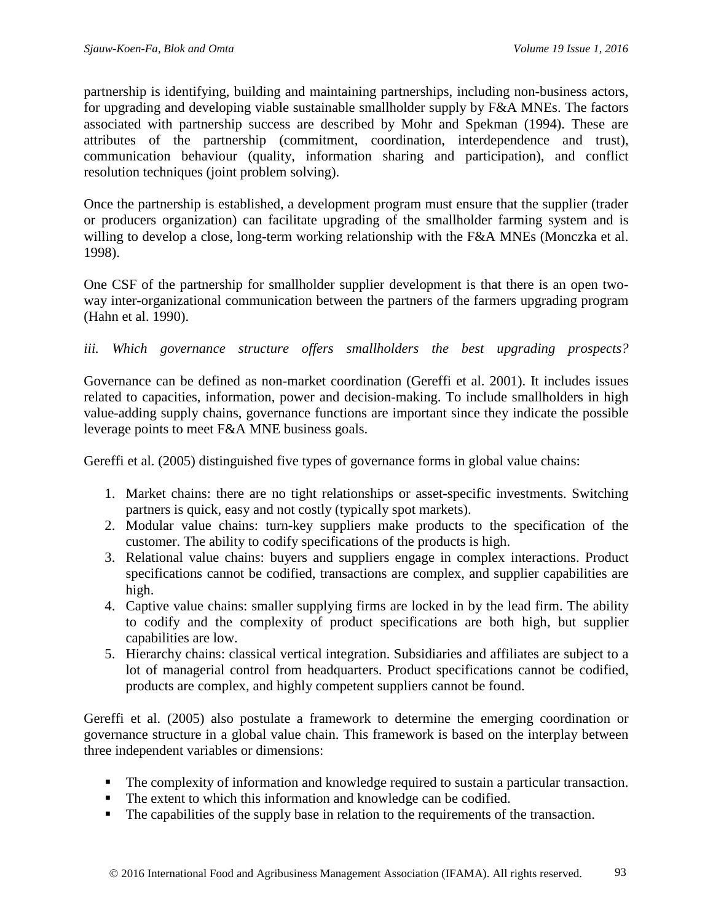partnership is identifying, building and maintaining partnerships, including non-business actors, for upgrading and developing viable sustainable smallholder supply by F&A MNEs. The factors associated with partnership success are described by Mohr and Spekman (1994). These are attributes of the partnership (commitment, coordination, interdependence and trust), communication behaviour (quality, information sharing and participation), and conflict resolution techniques (joint problem solving).

Once the partnership is established, a development program must ensure that the supplier (trader or producers organization) can facilitate upgrading of the smallholder farming system and is willing to develop a close, long-term working relationship with the F&A MNEs (Monczka et al. 1998).

One CSF of the partnership for smallholder supplier development is that there is an open two-way inter-organizational communication between the partners of the farmers upgrading program (Hahn et al. 1990).

*iii. Which governance structure offers smallholders the best upgrading prospects?*

Governance can be defined as non-market coordination (Gereffi et al. 2001). It includes issues related to capacities, information, power and decision-making. To include smallholders in high value-adding supply chains, governance functions are important since they indicate the possible leverage points to meet F&A MNE business goals.

Gereffi et al. (2005) distinguished five types of governance forms in global value chains:

1. Market chains: there are no tight relationships or asset-specific investments. Switching partners is quick, easy and not costly (typically spot markets).
2. Modular value chains: turn-key suppliers make products to the specification of the customer. The ability to codify specifications of the products is high.
3. Relational value chains: buyers and suppliers engage in complex interactions. Product specifications cannot be codified, transactions are complex, and supplier capabilities are high.
4. Captive value chains: smaller supplying firms are locked in by the lead firm. The ability to codify and the complexity of product specifications are both high, but supplier capabilities are low.
5. Hierarchy chains: classical vertical integration. Subsidiaries and affiliates are subject to a lot of managerial control from headquarters. Product specifications cannot be codified, products are complex, and highly competent suppliers cannot be found.

Gereffi et al. (2005) also postulate a framework to determine the emerging coordination or governance structure in a global value chain. This framework is based on the interplay between three independent variables or dimensions:

- The complexity of information and knowledge required to sustain a particular transaction.
- The extent to which this information and knowledge can be codified.
- The capabilities of the supply base in relation to the requirements of the transaction.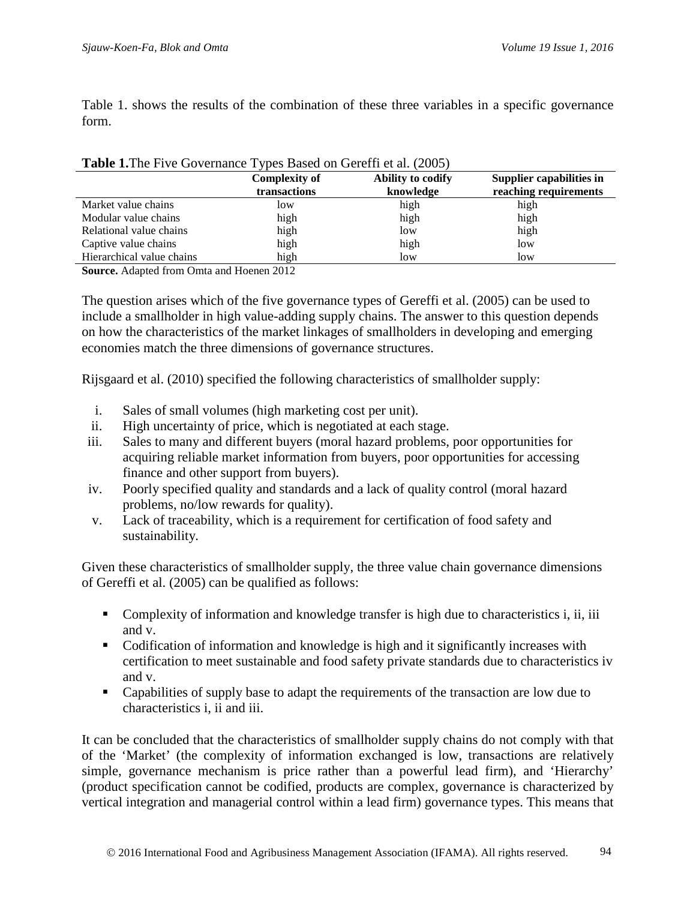Table 1. shows the results of the combination of these three variables in a specific governance form.

**Table 1.** The Five Governance Types Based on Gereffi et al. (2005)

| | Complexity of transactions | Ability to codify knowledge | Supplier capabilities in reaching requirements |
|---|---|---|---|
| Market value chains | low | high | high |
| Modular value chains | high | high | high |
| Relational value chains | high | low | high |
| Captive value chains | high | high | low |
| Hierarchical value chains | high | low | low |

**Source.** Adapted from Omta and Hoenen 2012

The question arises which of the five governance types of Gereffi et al. (2005) can be used to include a smallholder in high value-adding supply chains. The answer to this question depends on how the characteristics of the market linkages of smallholders in developing and emerging economies match the three dimensions of governance structures.

Rijsgaard et al. (2010) specified the following characteristics of smallholder supply:

i. Sales of small volumes (high marketing cost per unit).
ii. High uncertainty of price, which is negotiated at each stage.
iii. Sales to many and different buyers (moral hazard problems, poor opportunities for acquiring reliable market information from buyers, poor opportunities for accessing finance and other support from buyers).
iv. Poorly specified quality and standards and a lack of quality control (moral hazard problems, no/low rewards for quality).
v. Lack of traceability, which is a requirement for certification of food safety and sustainability.

Given these characteristics of smallholder supply, the three value chain governance dimensions of Gereffi et al. (2005) can be qualified as follows:

- Complexity of information and knowledge transfer is high due to characteristics i, ii, iii and v.
- Codification of information and knowledge is high and it significantly increases with certification to meet sustainable and food safety private standards due to characteristics iv and v.
- Capabilities of supply base to adapt the requirements of the transaction are low due to characteristics i, ii and iii.

It can be concluded that the characteristics of smallholder supply chains do not comply with that of the 'Market' (the complexity of information exchanged is low, transactions are relatively simple, governance mechanism is price rather than a powerful lead firm), and 'Hierarchy' (product specification cannot be codified, products are complex, governance is characterized by vertical integration and managerial control within a lead firm) governance types. This means that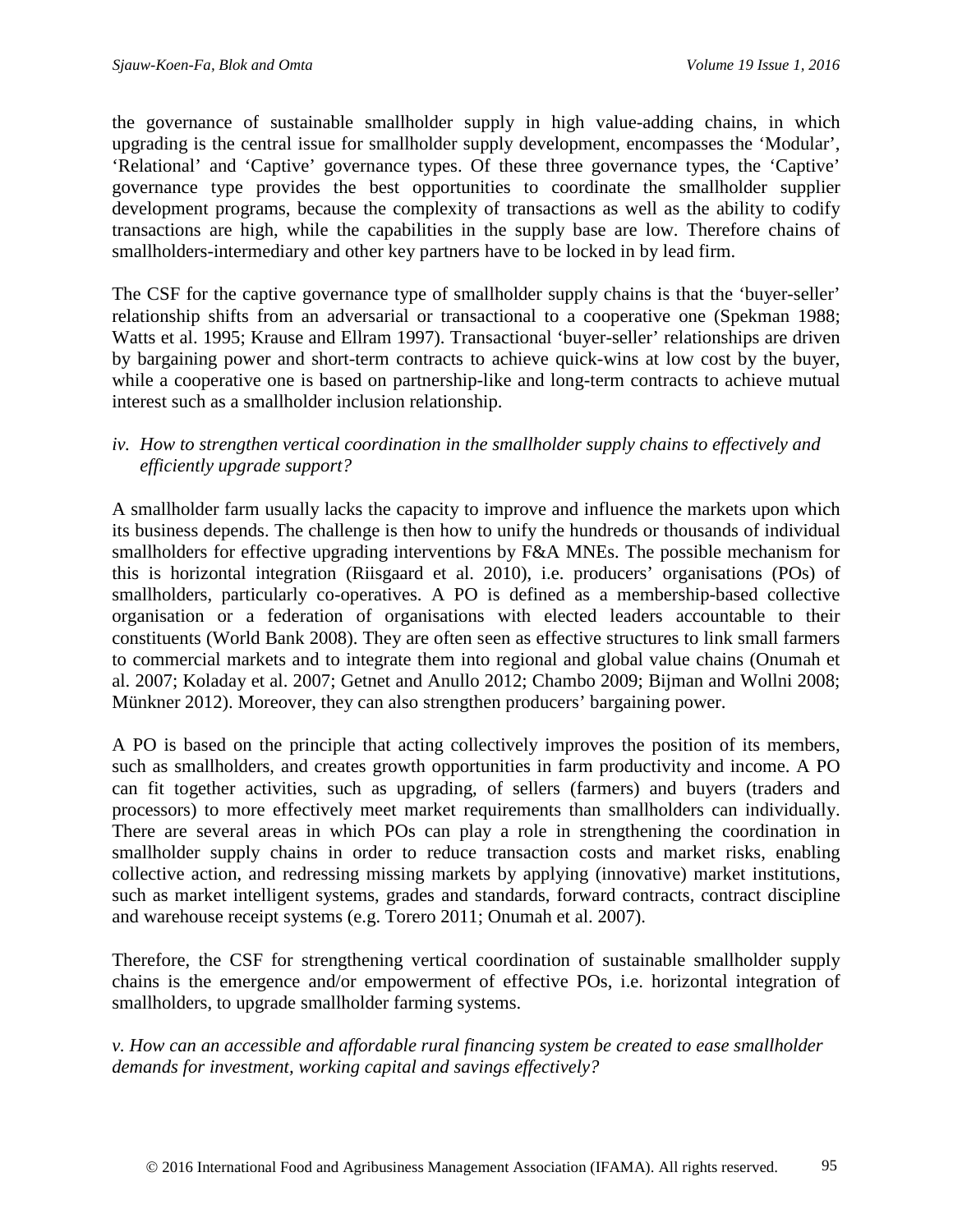the governance of sustainable smallholder supply in high value-adding chains, in which upgrading is the central issue for smallholder supply development, encompasses the 'Modular', 'Relational' and 'Captive' governance types. Of these three governance types, the 'Captive' governance type provides the best opportunities to coordinate the smallholder supplier development programs, because the complexity of transactions as well as the ability to codify transactions are high, while the capabilities in the supply base are low. Therefore chains of smallholders-intermediary and other key partners have to be locked in by lead firm.

The CSF for the captive governance type of smallholder supply chains is that the 'buyer-seller' relationship shifts from an adversarial or transactional to a cooperative one (Spekman 1988; Watts et al. 1995; Krause and Ellram 1997). Transactional 'buyer-seller' relationships are driven by bargaining power and short-term contracts to achieve quick-wins at low cost by the buyer, while a cooperative one is based on partnership-like and long-term contracts to achieve mutual interest such as a smallholder inclusion relationship.

*iv. How to strengthen vertical coordination in the smallholder supply chains to effectively and efficiently upgrade support?*

A smallholder farm usually lacks the capacity to improve and influence the markets upon which its business depends. The challenge is then how to unify the hundreds or thousands of individual smallholders for effective upgrading interventions by F&A MNEs. The possible mechanism for this is horizontal integration (Riisgaard et al. 2010), i.e. producers' organisations (POs) of smallholders, particularly co-operatives. A PO is defined as a membership-based collective organisation or a federation of organisations with elected leaders accountable to their constituents (World Bank 2008). They are often seen as effective structures to link small farmers to commercial markets and to integrate them into regional and global value chains (Onumah et al. 2007; Koladay et al. 2007; Getnet and Anullo 2012; Chambo 2009; Bijman and Wollni 2008; Münkner 2012). Moreover, they can also strengthen producers' bargaining power.

A PO is based on the principle that acting collectively improves the position of its members, such as smallholders, and creates growth opportunities in farm productivity and income. A PO can fit together activities, such as upgrading, of sellers (farmers) and buyers (traders and processors) to more effectively meet market requirements than smallholders can individually. There are several areas in which POs can play a role in strengthening the coordination in smallholder supply chains in order to reduce transaction costs and market risks, enabling collective action, and redressing missing markets by applying (innovative) market institutions, such as market intelligent systems, grades and standards, forward contracts, contract discipline and warehouse receipt systems (e.g. Torero 2011; Onumah et al. 2007).

Therefore, the CSF for strengthening vertical coordination of sustainable smallholder supply chains is the emergence and/or empowerment of effective POs, i.e. horizontal integration of smallholders, to upgrade smallholder farming systems.

*v. How can an accessible and affordable rural financing system be created to ease smallholder demands for investment, working capital and savings effectively?*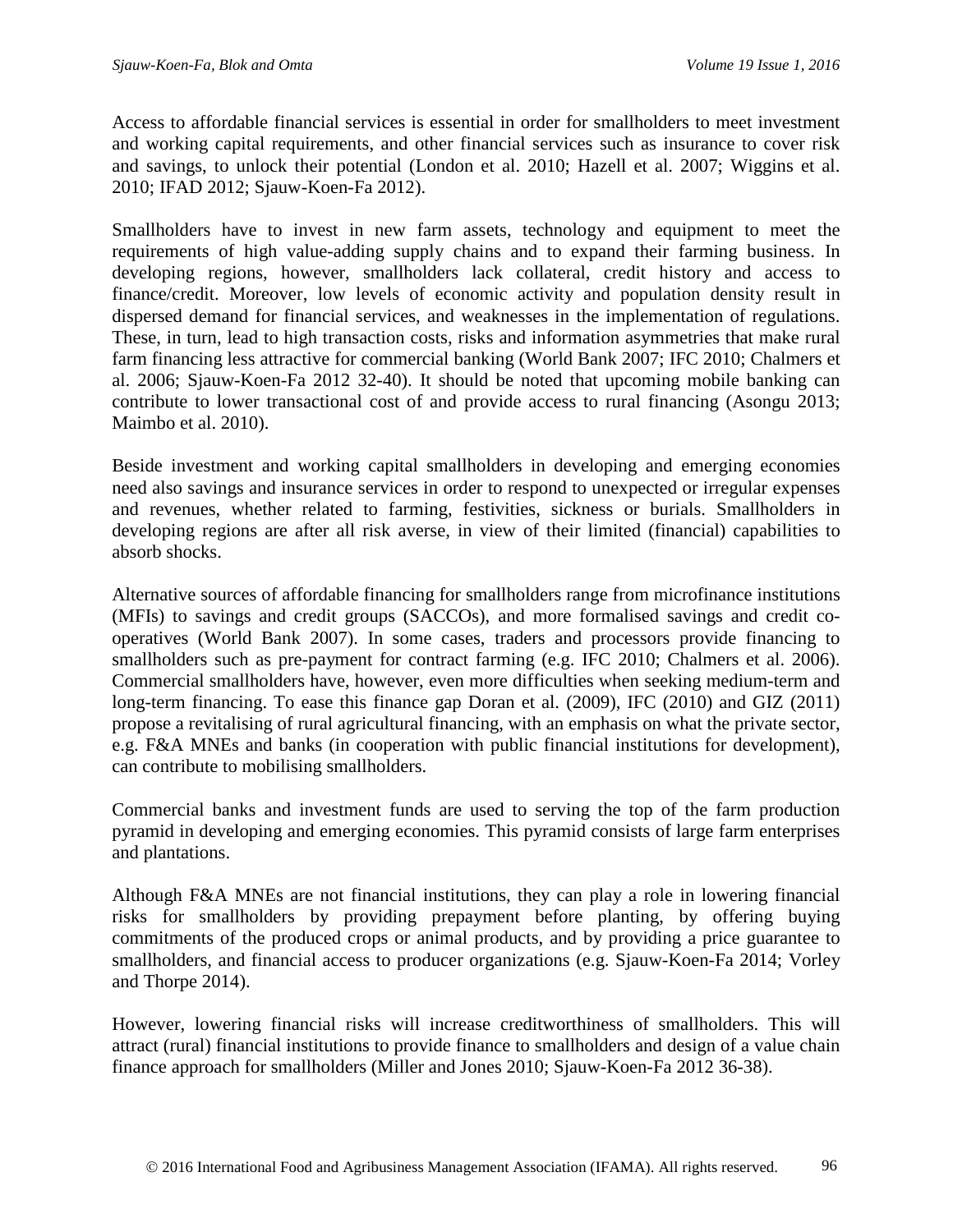Access to affordable financial services is essential in order for smallholders to meet investment and working capital requirements, and other financial services such as insurance to cover risk and savings, to unlock their potential (London et al. 2010; Hazell et al. 2007; Wiggins et al. 2010; IFAD 2012; Sjauw-Koen-Fa 2012).

Smallholders have to invest in new farm assets, technology and equipment to meet the requirements of high value-adding supply chains and to expand their farming business. In developing regions, however, smallholders lack collateral, credit history and access to finance/credit. Moreover, low levels of economic activity and population density result in dispersed demand for financial services, and weaknesses in the implementation of regulations. These, in turn, lead to high transaction costs, risks and information asymmetries that make rural farm financing less attractive for commercial banking (World Bank 2007; IFC 2010; Chalmers et al. 2006; Sjauw-Koen-Fa 2012 32-40). It should be noted that upcoming mobile banking can contribute to lower transactional cost of and provide access to rural financing (Asongu 2013; Maimbo et al. 2010).

Beside investment and working capital smallholders in developing and emerging economies need also savings and insurance services in order to respond to unexpected or irregular expenses and revenues, whether related to farming, festivities, sickness or burials. Smallholders in developing regions are after all risk averse, in view of their limited (financial) capabilities to absorb shocks.

Alternative sources of affordable financing for smallholders range from microfinance institutions (MFIs) to savings and credit groups (SACCOs), and more formalised savings and credit co-operatives (World Bank 2007). In some cases, traders and processors provide financing to smallholders such as pre-payment for contract farming (e.g. IFC 2010; Chalmers et al. 2006). Commercial smallholders have, however, even more difficulties when seeking medium-term and long-term financing. To ease this finance gap Doran et al. (2009), IFC (2010) and GIZ (2011) propose a revitalising of rural agricultural financing, with an emphasis on what the private sector, e.g. F&A MNEs and banks (in cooperation with public financial institutions for development), can contribute to mobilising smallholders.

Commercial banks and investment funds are used to serving the top of the farm production pyramid in developing and emerging economies. This pyramid consists of large farm enterprises and plantations.

Although F&A MNEs are not financial institutions, they can play a role in lowering financial risks for smallholders by providing prepayment before planting, by offering buying commitments of the produced crops or animal products, and by providing a price guarantee to smallholders, and financial access to producer organizations (e.g. Sjauw-Koen-Fa 2014; Vorley and Thorpe 2014).

However, lowering financial risks will increase creditworthiness of smallholders. This will attract (rural) financial institutions to provide finance to smallholders and design of a value chain finance approach for smallholders (Miller and Jones 2010; Sjauw-Koen-Fa 2012 36-38).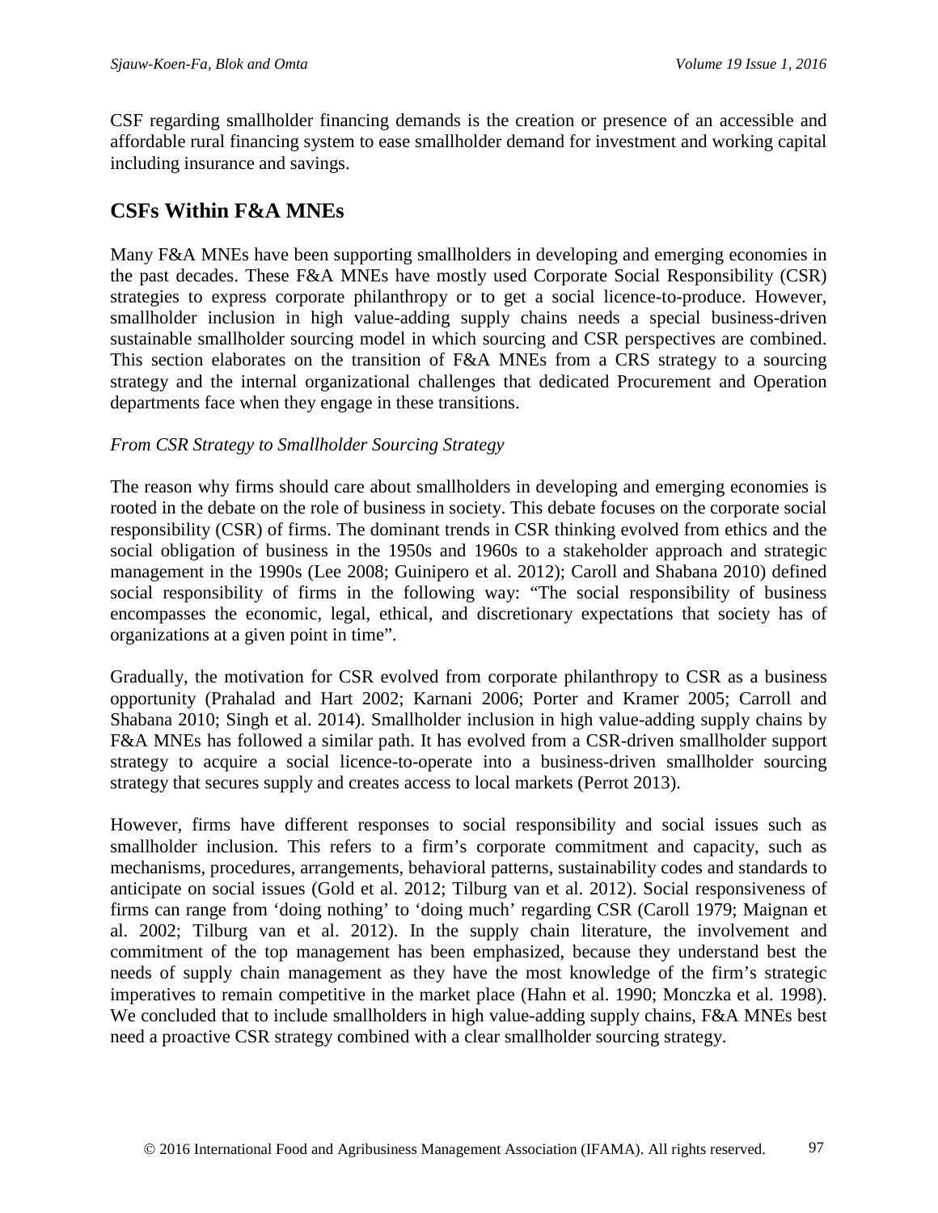CSF regarding smallholder financing demands is the creation or presence of an accessible and affordable rural financing system to ease smallholder demand for investment and working capital including insurance and savings.

## CSFs Within F&A MNEs

Many F&A MNEs have been supporting smallholders in developing and emerging economies in the past decades. These F&A MNEs have mostly used Corporate Social Responsibility (CSR) strategies to express corporate philanthropy or to get a social licence-to-produce. However, smallholder inclusion in high value-adding supply chains needs a special business-driven sustainable smallholder sourcing model in which sourcing and CSR perspectives are combined. This section elaborates on the transition of F&A MNEs from a CRS strategy to a sourcing strategy and the internal organizational challenges that dedicated Procurement and Operation departments face when they engage in these transitions.

*From CSR Strategy to Smallholder Sourcing Strategy*

The reason why firms should care about smallholders in developing and emerging economies is rooted in the debate on the role of business in society. This debate focuses on the corporate social responsibility (CSR) of firms. The dominant trends in CSR thinking evolved from ethics and the social obligation of business in the 1950s and 1960s to a stakeholder approach and strategic management in the 1990s (Lee 2008; Guinipero et al. 2012); Caroll and Shabana 2010) defined social responsibility of firms in the following way: "The social responsibility of business encompasses the economic, legal, ethical, and discretionary expectations that society has of organizations at a given point in time".

Gradually, the motivation for CSR evolved from corporate philanthropy to CSR as a business opportunity (Prahalad and Hart 2002; Karnani 2006; Porter and Kramer 2005; Carroll and Shabana 2010; Singh et al. 2014). Smallholder inclusion in high value-adding supply chains by F&A MNEs has followed a similar path. It has evolved from a CSR-driven smallholder support strategy to acquire a social licence-to-operate into a business-driven smallholder sourcing strategy that secures supply and creates access to local markets (Perrot 2013).

However, firms have different responses to social responsibility and social issues such as smallholder inclusion. This refers to a firm's corporate commitment and capacity, such as mechanisms, procedures, arrangements, behavioral patterns, sustainability codes and standards to anticipate on social issues (Gold et al. 2012; Tilburg van et al. 2012). Social responsiveness of firms can range from 'doing nothing' to 'doing much' regarding CSR (Caroll 1979; Maignan et al. 2002; Tilburg van et al. 2012). In the supply chain literature, the involvement and commitment of the top management has been emphasized, because they understand best the needs of supply chain management as they have the most knowledge of the firm's strategic imperatives to remain competitive in the market place (Hahn et al. 1990; Monczka et al. 1998). We concluded that to include smallholders in high value-adding supply chains, F&A MNEs best need a proactive CSR strategy combined with a clear smallholder sourcing strategy.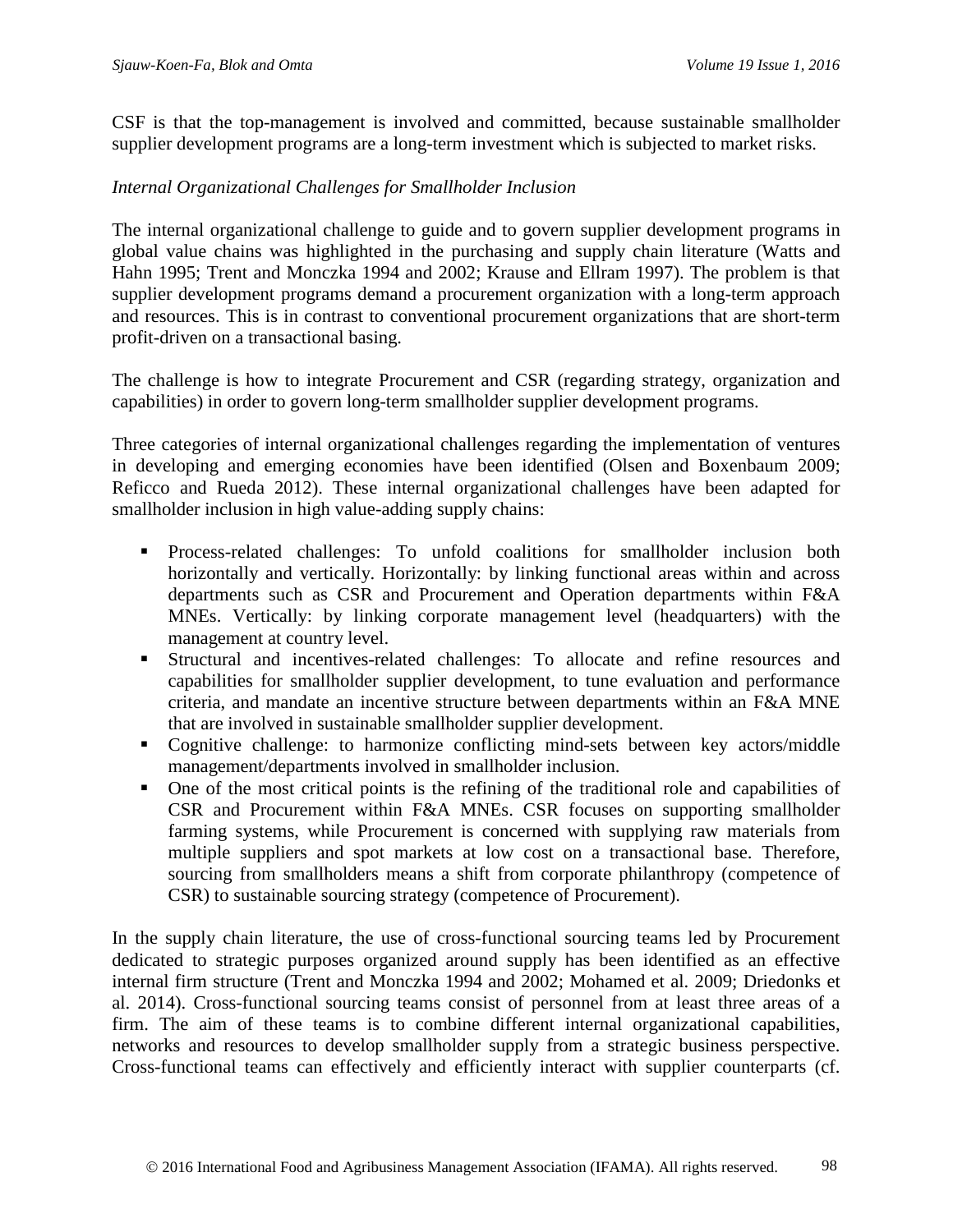CSF is that the top-management is involved and committed, because sustainable smallholder supplier development programs are a long-term investment which is subjected to market risks.

*Internal Organizational Challenges for Smallholder Inclusion*

The internal organizational challenge to guide and to govern supplier development programs in global value chains was highlighted in the purchasing and supply chain literature (Watts and Hahn 1995; Trent and Monczka 1994 and 2002; Krause and Ellram 1997). The problem is that supplier development programs demand a procurement organization with a long-term approach and resources. This is in contrast to conventional procurement organizations that are short-term profit-driven on a transactional basing.

The challenge is how to integrate Procurement and CSR (regarding strategy, organization and capabilities) in order to govern long-term smallholder supplier development programs.

Three categories of internal organizational challenges regarding the implementation of ventures in developing and emerging economies have been identified (Olsen and Boxenbaum 2009; Reficco and Rueda 2012). These internal organizational challenges have been adapted for smallholder inclusion in high value-adding supply chains:

- Process-related challenges: To unfold coalitions for smallholder inclusion both horizontally and vertically. Horizontally: by linking functional areas within and across departments such as CSR and Procurement and Operation departments within F&A MNEs. Vertically: by linking corporate management level (headquarters) with the management at country level.
- Structural and incentives-related challenges: To allocate and refine resources and capabilities for smallholder supplier development, to tune evaluation and performance criteria, and mandate an incentive structure between departments within an F&A MNE that are involved in sustainable smallholder supplier development.
- Cognitive challenge: to harmonize conflicting mind-sets between key actors/middle management/departments involved in smallholder inclusion.
- One of the most critical points is the refining of the traditional role and capabilities of CSR and Procurement within F&A MNEs. CSR focuses on supporting smallholder farming systems, while Procurement is concerned with supplying raw materials from multiple suppliers and spot markets at low cost on a transactional base. Therefore, sourcing from smallholders means a shift from corporate philanthropy (competence of CSR) to sustainable sourcing strategy (competence of Procurement).

In the supply chain literature, the use of cross-functional sourcing teams led by Procurement dedicated to strategic purposes organized around supply has been identified as an effective internal firm structure (Trent and Monczka 1994 and 2002; Mohamed et al. 2009; Driedonks et al. 2014). Cross-functional sourcing teams consist of personnel from at least three areas of a firm. The aim of these teams is to combine different internal organizational capabilities, networks and resources to develop smallholder supply from a strategic business perspective. Cross-functional teams can effectively and efficiently interact with supplier counterparts (cf.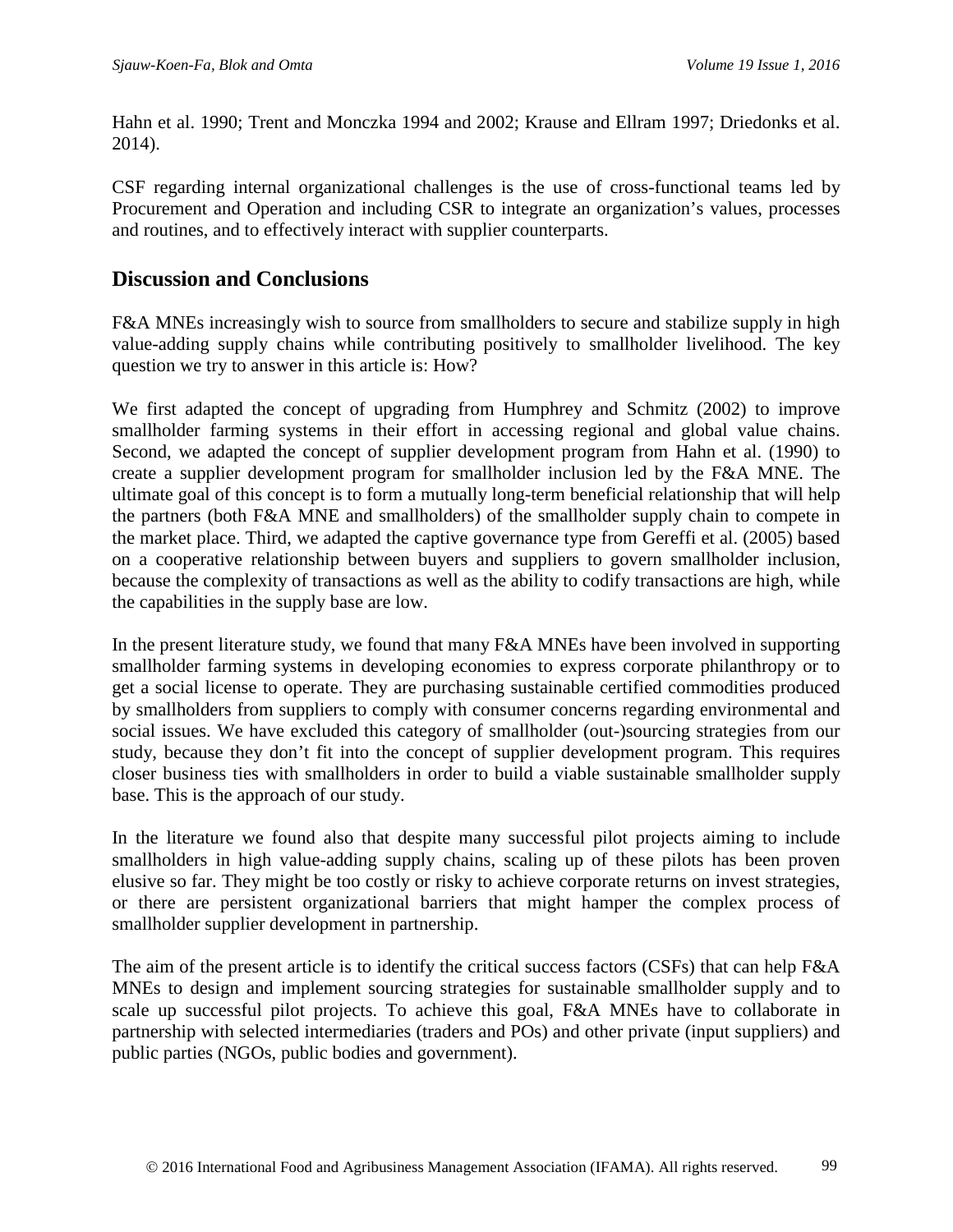Hahn et al. 1990; Trent and Monczka 1994 and 2002; Krause and Ellram 1997; Driedonks et al. 2014).

CSF regarding internal organizational challenges is the use of cross-functional teams led by Procurement and Operation and including CSR to integrate an organization's values, processes and routines, and to effectively interact with supplier counterparts.

## Discussion and Conclusions

F&A MNEs increasingly wish to source from smallholders to secure and stabilize supply in high value-adding supply chains while contributing positively to smallholder livelihood. The key question we try to answer in this article is: How?

We first adapted the concept of upgrading from Humphrey and Schmitz (2002) to improve smallholder farming systems in their effort in accessing regional and global value chains. Second, we adapted the concept of supplier development program from Hahn et al. (1990) to create a supplier development program for smallholder inclusion led by the F&A MNE. The ultimate goal of this concept is to form a mutually long-term beneficial relationship that will help the partners (both F&A MNE and smallholders) of the smallholder supply chain to compete in the market place. Third, we adapted the captive governance type from Gereffi et al. (2005) based on a cooperative relationship between buyers and suppliers to govern smallholder inclusion, because the complexity of transactions as well as the ability to codify transactions are high, while the capabilities in the supply base are low.

In the present literature study, we found that many F&A MNEs have been involved in supporting smallholder farming systems in developing economies to express corporate philanthropy or to get a social license to operate. They are purchasing sustainable certified commodities produced by smallholders from suppliers to comply with consumer concerns regarding environmental and social issues. We have excluded this category of smallholder (out-)sourcing strategies from our study, because they don't fit into the concept of supplier development program. This requires closer business ties with smallholders in order to build a viable sustainable smallholder supply base. This is the approach of our study.

In the literature we found also that despite many successful pilot projects aiming to include smallholders in high value-adding supply chains, scaling up of these pilots has been proven elusive so far. They might be too costly or risky to achieve corporate returns on invest strategies, or there are persistent organizational barriers that might hamper the complex process of smallholder supplier development in partnership.

The aim of the present article is to identify the critical success factors (CSFs) that can help F&A MNEs to design and implement sourcing strategies for sustainable smallholder supply and to scale up successful pilot projects. To achieve this goal, F&A MNEs have to collaborate in partnership with selected intermediaries (traders and POs) and other private (input suppliers) and public parties (NGOs, public bodies and government).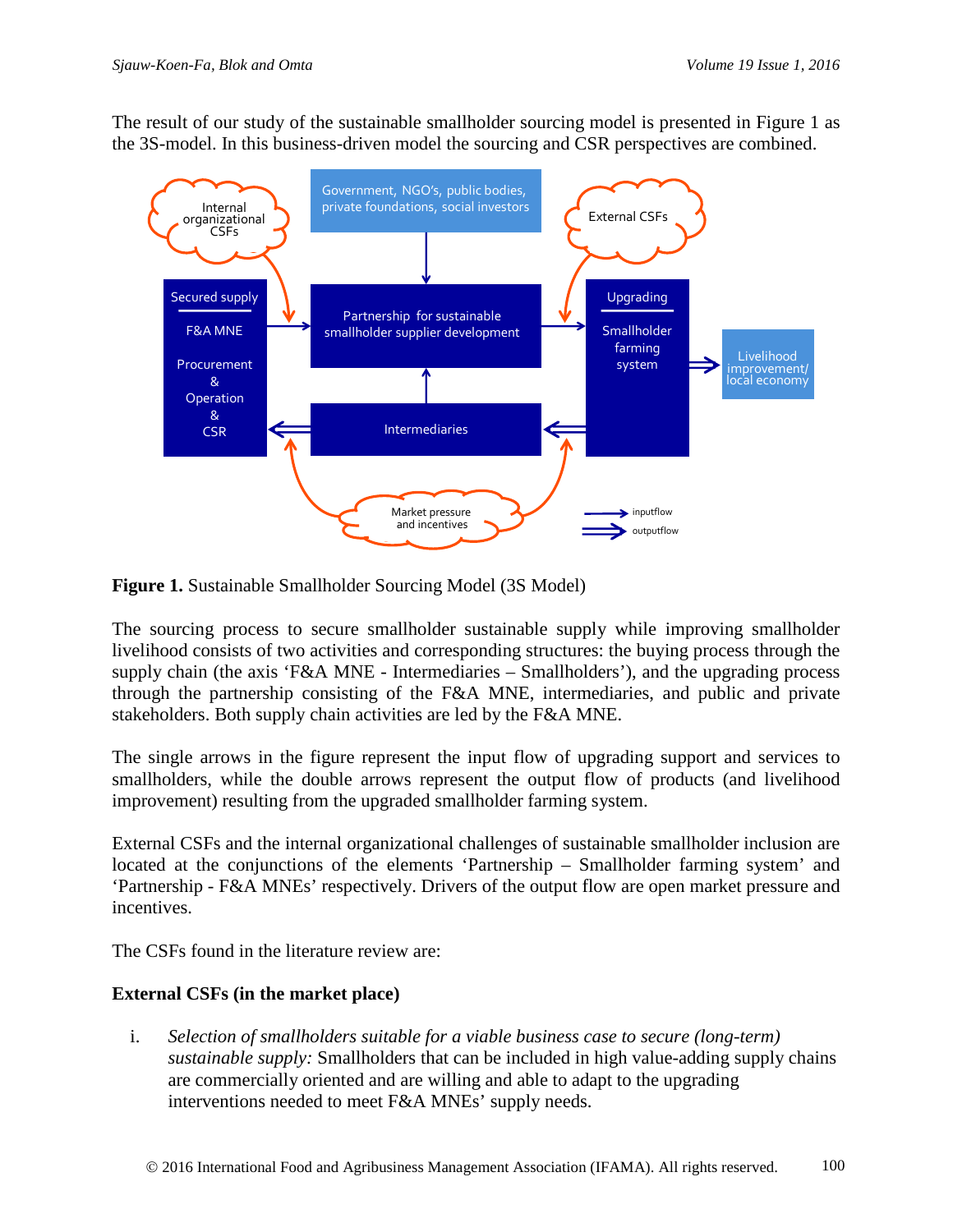The result of our study of the sustainable smallholder sourcing model is presented in Figure 1 as the 3S-model. In this business-driven model the sourcing and CSR perspectives are combined.

**Figure 1.** Sustainable Smallholder Sourcing Model (3S Model)

The sourcing process to secure smallholder sustainable supply while improving smallholder livelihood consists of two activities and corresponding structures: the buying process through the supply chain (the axis 'F&A MNE - Intermediaries – Smallholders'), and the upgrading process through the partnership consisting of the F&A MNE, intermediaries, and public and private stakeholders. Both supply chain activities are led by the F&A MNE.

The single arrows in the figure represent the input flow of upgrading support and services to smallholders, while the double arrows represent the output flow of products (and livelihood improvement) resulting from the upgraded smallholder farming system.

External CSFs and the internal organizational challenges of sustainable smallholder inclusion are located at the conjunctions of the elements 'Partnership – Smallholder farming system' and 'Partnership - F&A MNEs' respectively. Drivers of the output flow are open market pressure and incentives.

The CSFs found in the literature review are:

**External CSFs (in the market place)**

i. *Selection of smallholders suitable for a viable business case to secure (long-term) sustainable supply:* Smallholders that can be included in high value-adding supply chains are commercially oriented and are willing and able to adapt to the upgrading interventions needed to meet F&A MNEs' supply needs.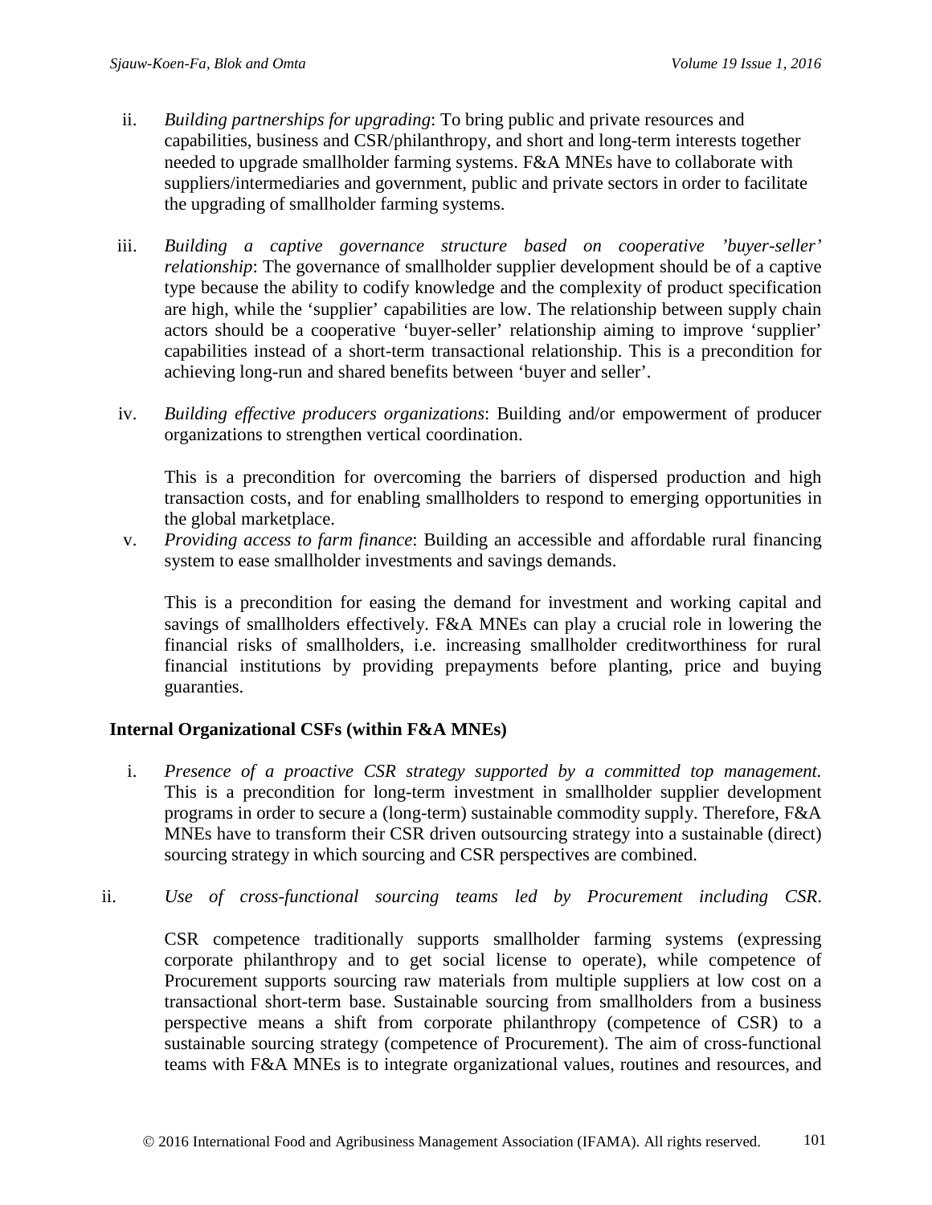ii. *Building partnerships for upgrading*: To bring public and private resources and capabilities, business and CSR/philanthropy, and short and long-term interests together needed to upgrade smallholder farming systems. F&A MNEs have to collaborate with suppliers/intermediaries and government, public and private sectors in order to facilitate the upgrading of smallholder farming systems.

iii. *Building a captive governance structure based on cooperative 'buyer-seller' relationship*: The governance of smallholder supplier development should be of a captive type because the ability to codify knowledge and the complexity of product specification are high, while the 'supplier' capabilities are low. The relationship between supply chain actors should be a cooperative 'buyer-seller' relationship aiming to improve 'supplier' capabilities instead of a short-term transactional relationship. This is a precondition for achieving long-run and shared benefits between 'buyer and seller'.

iv. *Building effective producers organizations*: Building and/or empowerment of producer organizations to strengthen vertical coordination.

   This is a precondition for overcoming the barriers of dispersed production and high transaction costs, and for enabling smallholders to respond to emerging opportunities in the global marketplace.

v. *Providing access to farm finance*: Building an accessible and affordable rural financing system to ease smallholder investments and savings demands.

   This is a precondition for easing the demand for investment and working capital and savings of smallholders effectively. F&A MNEs can play a crucial role in lowering the financial risks of smallholders, i.e. increasing smallholder creditworthiness for rural financial institutions by providing prepayments before planting, price and buying guaranties.

**Internal Organizational CSFs (within F&A MNEs)**

i. *Presence of a proactive CSR strategy supported by a committed top management.* This is a precondition for long-term investment in smallholder supplier development programs in order to secure a (long-term) sustainable commodity supply. Therefore, F&A MNEs have to transform their CSR driven outsourcing strategy into a sustainable (direct) sourcing strategy in which sourcing and CSR perspectives are combined.

ii. *Use of cross-functional sourcing teams led by Procurement including CSR*.

   CSR competence traditionally supports smallholder farming systems (expressing corporate philanthropy and to get social license to operate), while competence of Procurement supports sourcing raw materials from multiple suppliers at low cost on a transactional short-term base. Sustainable sourcing from smallholders from a business perspective means a shift from corporate philanthropy (competence of CSR) to a sustainable sourcing strategy (competence of Procurement). The aim of cross-functional teams with F&A MNEs is to integrate organizational values, routines and resources, and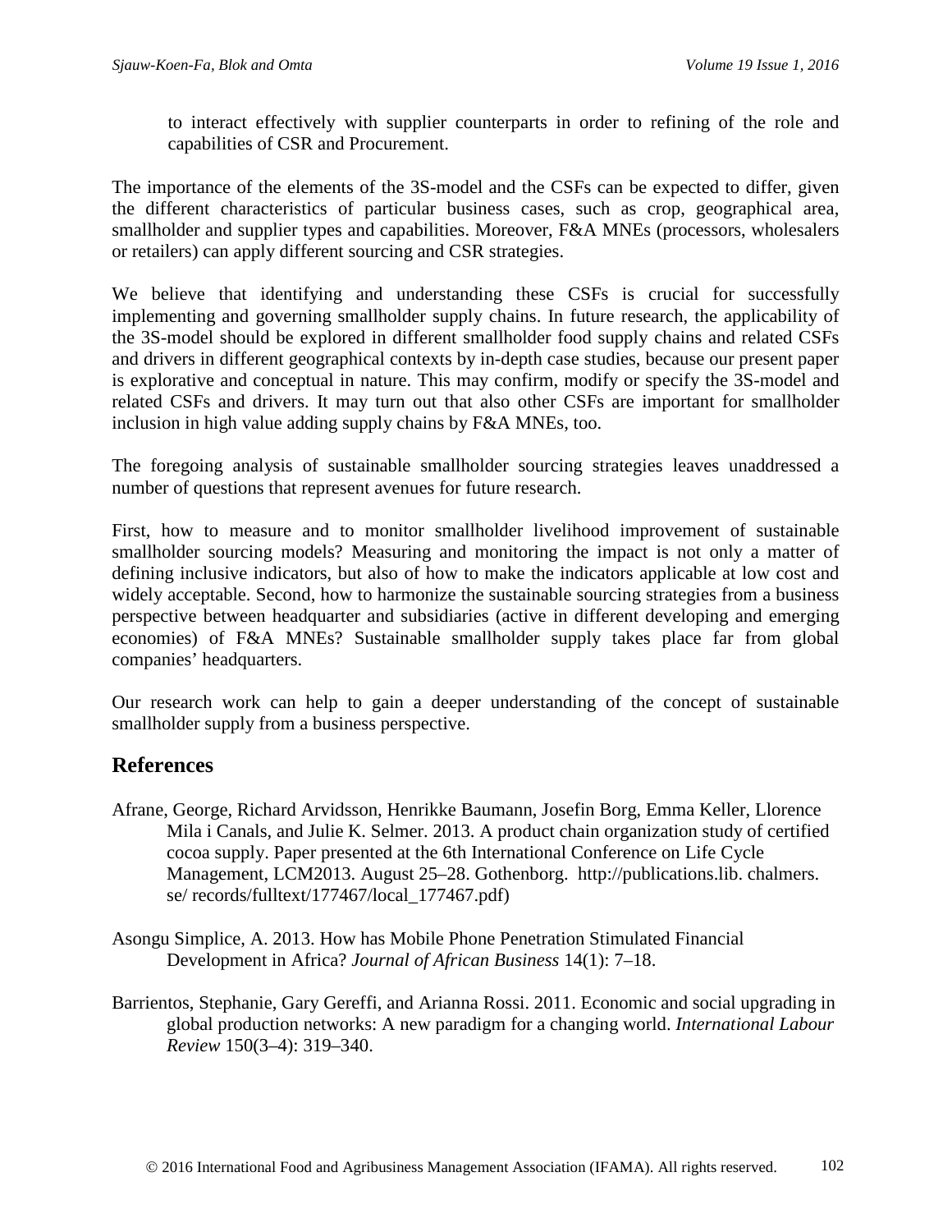to interact effectively with supplier counterparts in order to refining of the role and capabilities of CSR and Procurement.

The importance of the elements of the 3S-model and the CSFs can be expected to differ, given the different characteristics of particular business cases, such as crop, geographical area, smallholder and supplier types and capabilities. Moreover, F&A MNEs (processors, wholesalers or retailers) can apply different sourcing and CSR strategies.

We believe that identifying and understanding these CSFs is crucial for successfully implementing and governing smallholder supply chains. In future research, the applicability of the 3S-model should be explored in different smallholder food supply chains and related CSFs and drivers in different geographical contexts by in-depth case studies, because our present paper is explorative and conceptual in nature. This may confirm, modify or specify the 3S-model and related CSFs and drivers. It may turn out that also other CSFs are important for smallholder inclusion in high value adding supply chains by F&A MNEs, too.

The foregoing analysis of sustainable smallholder sourcing strategies leaves unaddressed a number of questions that represent avenues for future research.

First, how to measure and to monitor smallholder livelihood improvement of sustainable smallholder sourcing models? Measuring and monitoring the impact is not only a matter of defining inclusive indicators, but also of how to make the indicators applicable at low cost and widely acceptable. Second, how to harmonize the sustainable sourcing strategies from a business perspective between headquarter and subsidiaries (active in different developing and emerging economies) of F&A MNEs? Sustainable smallholder supply takes place far from global companies' headquarters.

Our research work can help to gain a deeper understanding of the concept of sustainable smallholder supply from a business perspective.

## References

Afrane, George, Richard Arvidsson, Henrikke Baumann, Josefin Borg, Emma Keller, Llorence Mila i Canals, and Julie K. Selmer. 2013. A product chain organization study of certified cocoa supply. Paper presented at the 6th International Conference on Life Cycle Management, LCM2013. August 25–28. Gothenborg. http://publications.lib. chalmers. se/ records/fulltext/177467/local_177467.pdf)

Asongu Simplice, A. 2013. How has Mobile Phone Penetration Stimulated Financial Development in Africa? *Journal of African Business* 14(1): 7–18.

Barrientos, Stephanie, Gary Gereffi, and Arianna Rossi. 2011. Economic and social upgrading in global production networks: A new paradigm for a changing world. *International Labour Review* 150(3–4): 319–340.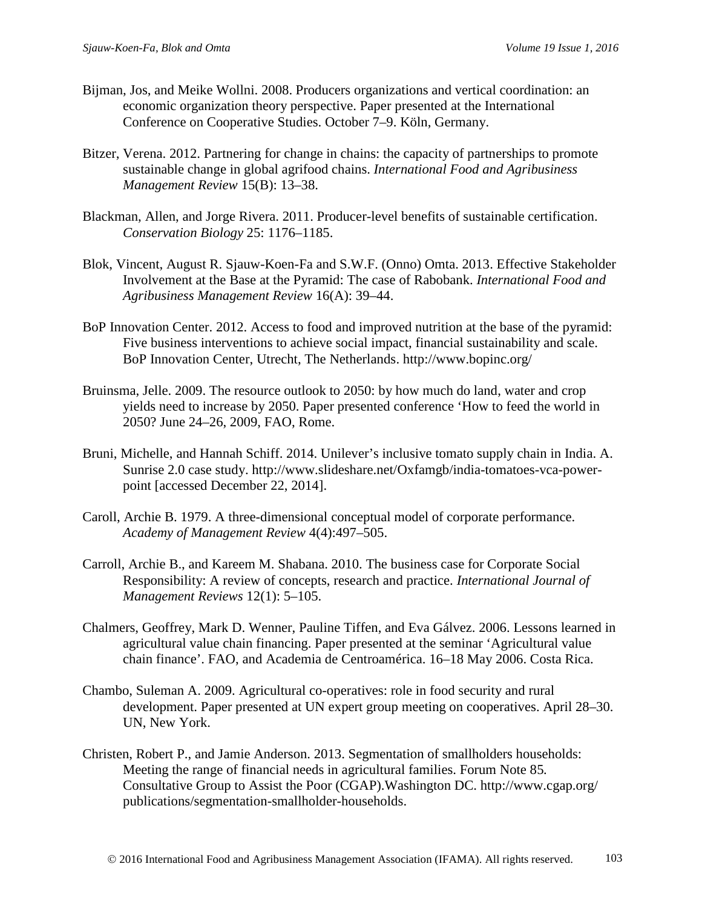Bijman, Jos, and Meike Wollni. 2008. Producers organizations and vertical coordination: an economic organization theory perspective. Paper presented at the International Conference on Cooperative Studies. October 7–9. Köln, Germany.

Bitzer, Verena. 2012. Partnering for change in chains: the capacity of partnerships to promote sustainable change in global agrifood chains. *International Food and Agribusiness Management Review* 15(B): 13–38.

Blackman, Allen, and Jorge Rivera. 2011. Producer-level benefits of sustainable certification. *Conservation Biology* 25: 1176–1185.

Blok, Vincent, August R. Sjauw-Koen-Fa and S.W.F. (Onno) Omta. 2013. Effective Stakeholder Involvement at the Base at the Pyramid: The case of Rabobank. *International Food and Agribusiness Management Review* 16(A): 39–44.

BoP Innovation Center. 2012. Access to food and improved nutrition at the base of the pyramid: Five business interventions to achieve social impact, financial sustainability and scale. BoP Innovation Center, Utrecht, The Netherlands. http://www.bopinc.org/

Bruinsma, Jelle. 2009. The resource outlook to 2050: by how much do land, water and crop yields need to increase by 2050. Paper presented conference 'How to feed the world in 2050? June 24–26, 2009, FAO, Rome.

Bruni, Michelle, and Hannah Schiff. 2014. Unilever's inclusive tomato supply chain in India. A. Sunrise 2.0 case study. http://www.slideshare.net/Oxfamgb/india-tomatoes-vca-power-point [accessed December 22, 2014].

Caroll, Archie B. 1979. A three-dimensional conceptual model of corporate performance. *Academy of Management Review* 4(4):497–505.

Carroll, Archie B., and Kareem M. Shabana. 2010. The business case for Corporate Social Responsibility: A review of concepts, research and practice. *International Journal of Management Reviews* 12(1): 5–105.

Chalmers, Geoffrey, Mark D. Wenner, Pauline Tiffen, and Eva Gálvez. 2006. Lessons learned in agricultural value chain financing. Paper presented at the seminar 'Agricultural value chain finance'. FAO, and Academia de Centroamérica. 16–18 May 2006. Costa Rica.

Chambo, Suleman A. 2009. Agricultural co-operatives: role in food security and rural development. Paper presented at UN expert group meeting on cooperatives. April 28–30. UN, New York.

Christen, Robert P., and Jamie Anderson. 2013. Segmentation of smallholders households: Meeting the range of financial needs in agricultural families. Forum Note 85. Consultative Group to Assist the Poor (CGAP).Washington DC. http://www.cgap.org/publications/segmentation-smallholder-households.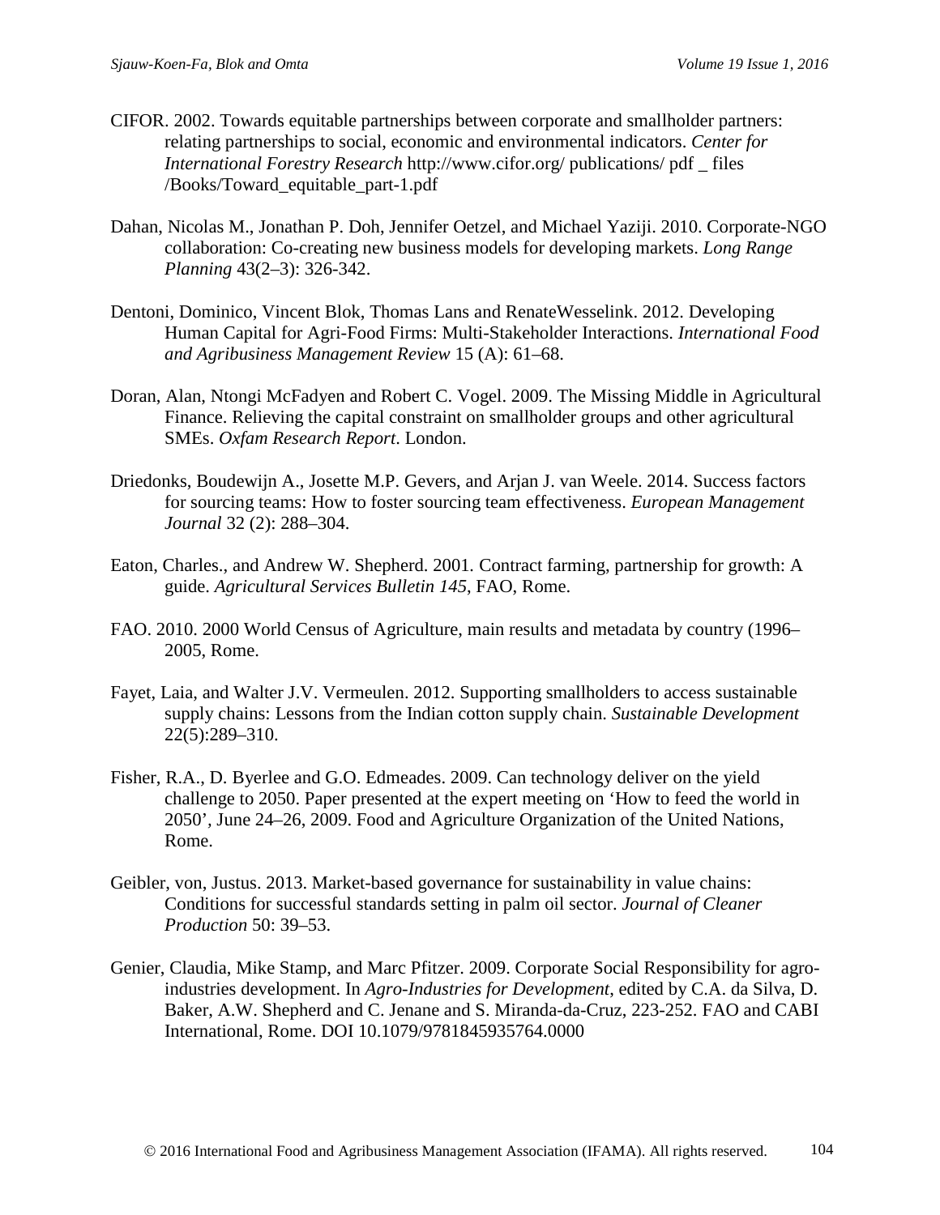CIFOR. 2002. Towards equitable partnerships between corporate and smallholder partners: relating partnerships to social, economic and environmental indicators. *Center for International Forestry Research* http://www.cifor.org/ publications/ pdf _ files /Books/Toward_equitable_part-1.pdf

Dahan, Nicolas M., Jonathan P. Doh, Jennifer Oetzel, and Michael Yaziji. 2010. Corporate-NGO collaboration: Co-creating new business models for developing markets. *Long Range Planning* 43(2–3): 326-342.

Dentoni, Dominico, Vincent Blok, Thomas Lans and RenateWesselink. 2012. Developing Human Capital for Agri-Food Firms: Multi-Stakeholder Interactions. *International Food and Agribusiness Management Review* 15 (A): 61–68.

Doran, Alan, Ntongi McFadyen and Robert C. Vogel. 2009. The Missing Middle in Agricultural Finance. Relieving the capital constraint on smallholder groups and other agricultural SMEs. *Oxfam Research Report*. London.

Driedonks, Boudewijn A., Josette M.P. Gevers, and Arjan J. van Weele. 2014. Success factors for sourcing teams: How to foster sourcing team effectiveness. *European Management Journal* 32 (2): 288–304.

Eaton, Charles., and Andrew W. Shepherd. 2001. Contract farming, partnership for growth: A guide. *Agricultural Services Bulletin 145*, FAO, Rome.

FAO. 2010. 2000 World Census of Agriculture, main results and metadata by country (1996–2005, Rome.

Fayet, Laia, and Walter J.V. Vermeulen. 2012. Supporting smallholders to access sustainable supply chains: Lessons from the Indian cotton supply chain. *Sustainable Development* 22(5):289–310.

Fisher, R.A., D. Byerlee and G.O. Edmeades. 2009. Can technology deliver on the yield challenge to 2050. Paper presented at the expert meeting on 'How to feed the world in 2050', June 24–26, 2009. Food and Agriculture Organization of the United Nations, Rome.

Geibler, von, Justus. 2013. Market-based governance for sustainability in value chains: Conditions for successful standards setting in palm oil sector. *Journal of Cleaner Production* 50: 39–53.

Genier, Claudia, Mike Stamp, and Marc Pfitzer. 2009. Corporate Social Responsibility for agro-industries development. In *Agro-Industries for Development*, edited by C.A. da Silva, D. Baker, A.W. Shepherd and C. Jenane and S. Miranda-da-Cruz, 223-252. FAO and CABI International, Rome. DOI 10.1079/9781845935764.0000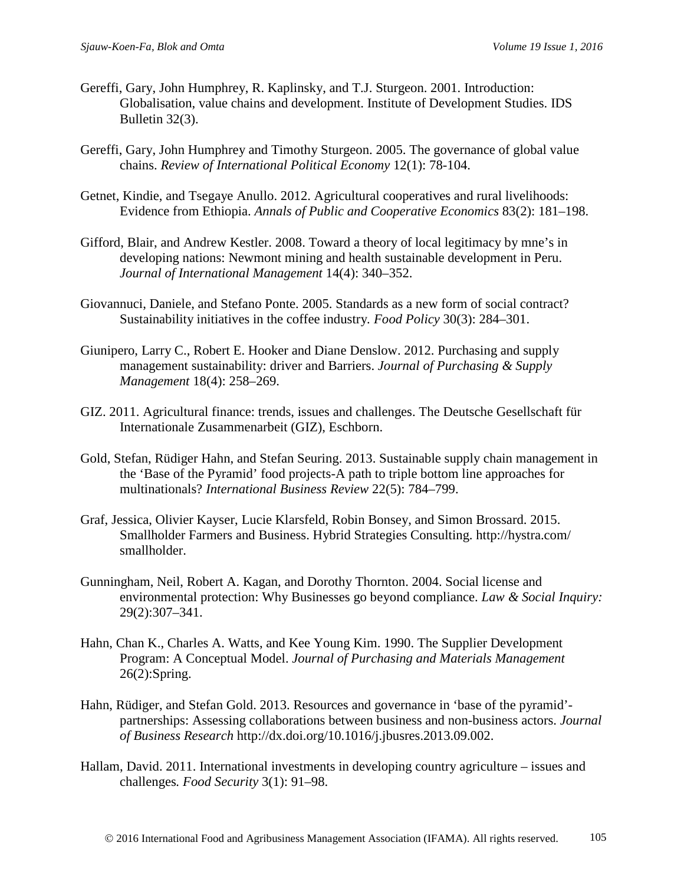Gereffi, Gary, John Humphrey, R. Kaplinsky, and T.J. Sturgeon. 2001. Introduction: Globalisation, value chains and development. Institute of Development Studies. IDS Bulletin 32(3).

Gereffi, Gary, John Humphrey and Timothy Sturgeon. 2005. The governance of global value chains. *Review of International Political Economy* 12(1): 78-104.

Getnet, Kindie, and Tsegaye Anullo. 2012. Agricultural cooperatives and rural livelihoods: Evidence from Ethiopia. *Annals of Public and Cooperative Economics* 83(2): 181–198.

Gifford, Blair, and Andrew Kestler. 2008. Toward a theory of local legitimacy by mne's in developing nations: Newmont mining and health sustainable development in Peru. *Journal of International Management* 14(4): 340–352.

Giovannuci, Daniele, and Stefano Ponte. 2005. Standards as a new form of social contract? Sustainability initiatives in the coffee industry. *Food Policy* 30(3): 284–301.

Giunipero, Larry C., Robert E. Hooker and Diane Denslow. 2012. Purchasing and supply management sustainability: driver and Barriers. *Journal of Purchasing & Supply Management* 18(4): 258–269.

GIZ. 2011. Agricultural finance: trends, issues and challenges. The Deutsche Gesellschaft für Internationale Zusammenarbeit (GIZ), Eschborn.

Gold, Stefan, Rüdiger Hahn, and Stefan Seuring. 2013. Sustainable supply chain management in the 'Base of the Pyramid' food projects-A path to triple bottom line approaches for multinationals? *International Business Review* 22(5): 784–799.

Graf, Jessica, Olivier Kayser, Lucie Klarsfeld, Robin Bonsey, and Simon Brossard. 2015. Smallholder Farmers and Business. Hybrid Strategies Consulting. http://hystra.com/smallholder.

Gunningham, Neil, Robert A. Kagan, and Dorothy Thornton. 2004. Social license and environmental protection: Why Businesses go beyond compliance. *Law & Social Inquiry:* 29(2):307–341.

Hahn, Chan K., Charles A. Watts, and Kee Young Kim. 1990. The Supplier Development Program: A Conceptual Model. *Journal of Purchasing and Materials Management* 26(2):Spring.

Hahn, Rüdiger, and Stefan Gold. 2013. Resources and governance in 'base of the pyramid'-partnerships: Assessing collaborations between business and non-business actors. *Journal of Business Research* http://dx.doi.org/10.1016/j.jbusres.2013.09.002.

Hallam, David. 2011. International investments in developing country agriculture – issues and challenges*. Food Security* 3(1): 91–98.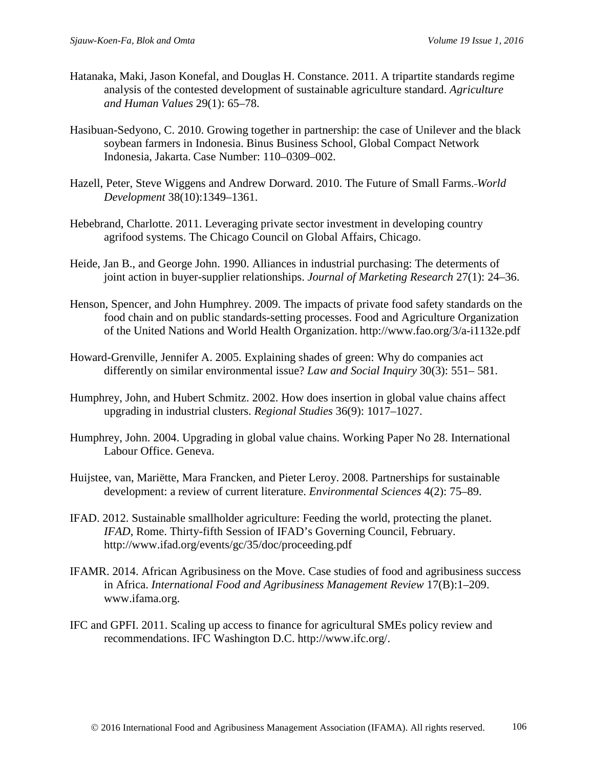Hatanaka, Maki, Jason Konefal, and Douglas H. Constance. 2011. A tripartite standards regime analysis of the contested development of sustainable agriculture standard. *Agriculture and Human Values* 29(1): 65–78.

Hasibuan-Sedyono, C. 2010. Growing together in partnership: the case of Unilever and the black soybean farmers in Indonesia. Binus Business School, Global Compact Network Indonesia, Jakarta. Case Number: 110–0309–002.

Hazell, Peter, Steve Wiggens and Andrew Dorward. 2010. The Future of Small Farms. *World Development* 38(10):1349–1361.

Hebebrand, Charlotte. 2011. Leveraging private sector investment in developing country agrifood systems. The Chicago Council on Global Affairs, Chicago.

Heide, Jan B., and George John. 1990. Alliances in industrial purchasing: The determents of joint action in buyer-supplier relationships. *Journal of Marketing Research* 27(1): 24–36.

Henson, Spencer, and John Humphrey. 2009. The impacts of private food safety standards on the food chain and on public standards-setting processes. Food and Agriculture Organization of the United Nations and World Health Organization. http://www.fao.org/3/a-i1132e.pdf

Howard-Grenville, Jennifer A. 2005. Explaining shades of green: Why do companies act differently on similar environmental issue? *Law and Social Inquiry* 30(3): 551– 581.

Humphrey, John, and Hubert Schmitz. 2002. How does insertion in global value chains affect upgrading in industrial clusters. *Regional Studies* 36(9): 1017–1027.

Humphrey, John. 2004. Upgrading in global value chains. Working Paper No 28. International Labour Office. Geneva.

Huijstee, van, Mariëtte, Mara Francken, and Pieter Leroy. 2008. Partnerships for sustainable development: a review of current literature. *Environmental Sciences* 4(2): 75–89.

IFAD. 2012. Sustainable smallholder agriculture: Feeding the world, protecting the planet. *IFAD*, Rome. Thirty-fifth Session of IFAD's Governing Council, February. http://www.ifad.org/events/gc/35/doc/proceeding.pdf

IFAMR. 2014. African Agribusiness on the Move. Case studies of food and agribusiness success in Africa. *International Food and Agribusiness Management Review* 17(B):1–209. www.ifama.org.

IFC and GPFI. 2011. Scaling up access to finance for agricultural SMEs policy review and recommendations. IFC Washington D.C. http://www.ifc.org/.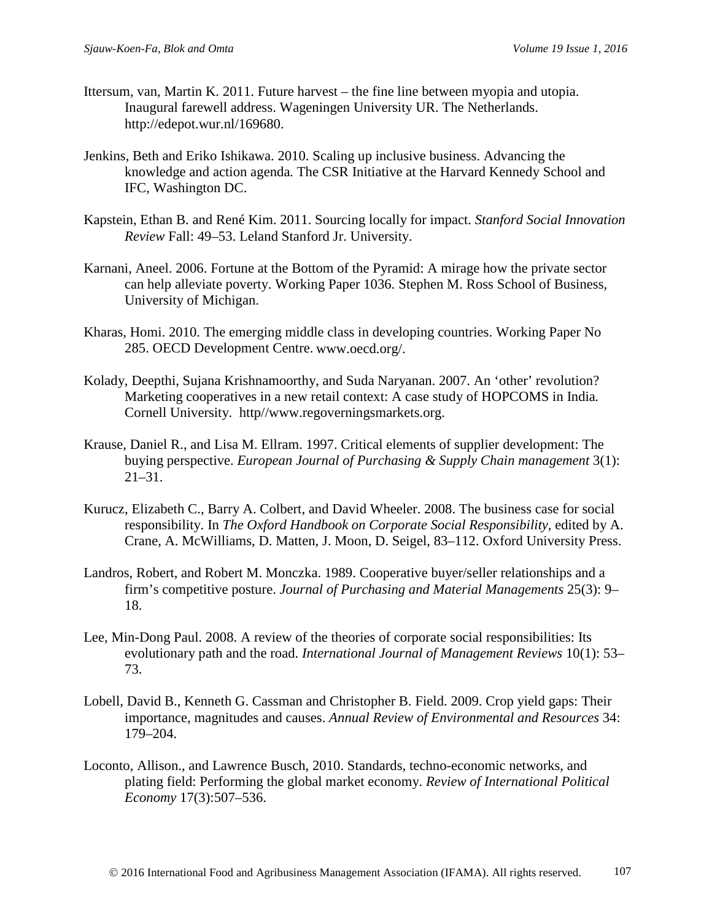Ittersum, van, Martin K. 2011. Future harvest – the fine line between myopia and utopia. Inaugural farewell address. Wageningen University UR. The Netherlands. http://edepot.wur.nl/169680.

Jenkins, Beth and Eriko Ishikawa. 2010. Scaling up inclusive business. Advancing the knowledge and action agenda. The CSR Initiative at the Harvard Kennedy School and IFC, Washington DC.

Kapstein, Ethan B. and René Kim. 2011. Sourcing locally for impact. *Stanford Social Innovation Review* Fall: 49–53. Leland Stanford Jr. University.

Karnani, Aneel. 2006. Fortune at the Bottom of the Pyramid: A mirage how the private sector can help alleviate poverty. Working Paper 1036. Stephen M. Ross School of Business, University of Michigan.

Kharas, Homi. 2010. The emerging middle class in developing countries. Working Paper No 285. OECD Development Centre. www.oecd.org/.

Kolady, Deepthi, Sujana Krishnamoorthy, and Suda Naryanan. 2007. An 'other' revolution? Marketing cooperatives in a new retail context: A case study of HOPCOMS in India. Cornell University. http//www.regoverningsmarkets.org.

Krause, Daniel R., and Lisa M. Ellram. 1997. Critical elements of supplier development: The buying perspective. *European Journal of Purchasing & Supply Chain management* 3(1): 21–31.

Kurucz, Elizabeth C., Barry A. Colbert, and David Wheeler. 2008. The business case for social responsibility. In *The Oxford Handbook on Corporate Social Responsibility*, edited by A. Crane, A. McWilliams, D. Matten, J. Moon, D. Seigel, 83–112. Oxford University Press.

Landros, Robert, and Robert M. Monczka. 1989. Cooperative buyer/seller relationships and a firm's competitive posture. *Journal of Purchasing and Material Managements* 25(3): 9–18.

Lee, Min-Dong Paul. 2008. A review of the theories of corporate social responsibilities: Its evolutionary path and the road. *International Journal of Management Reviews* 10(1): 53–73.

Lobell, David B., Kenneth G. Cassman and Christopher B. Field. 2009. Crop yield gaps: Their importance, magnitudes and causes. *Annual Review of Environmental and Resources* 34: 179–204.

Loconto, Allison., and Lawrence Busch, 2010. Standards, techno-economic networks, and plating field: Performing the global market economy. *Review of International Political Economy* 17(3):507–536.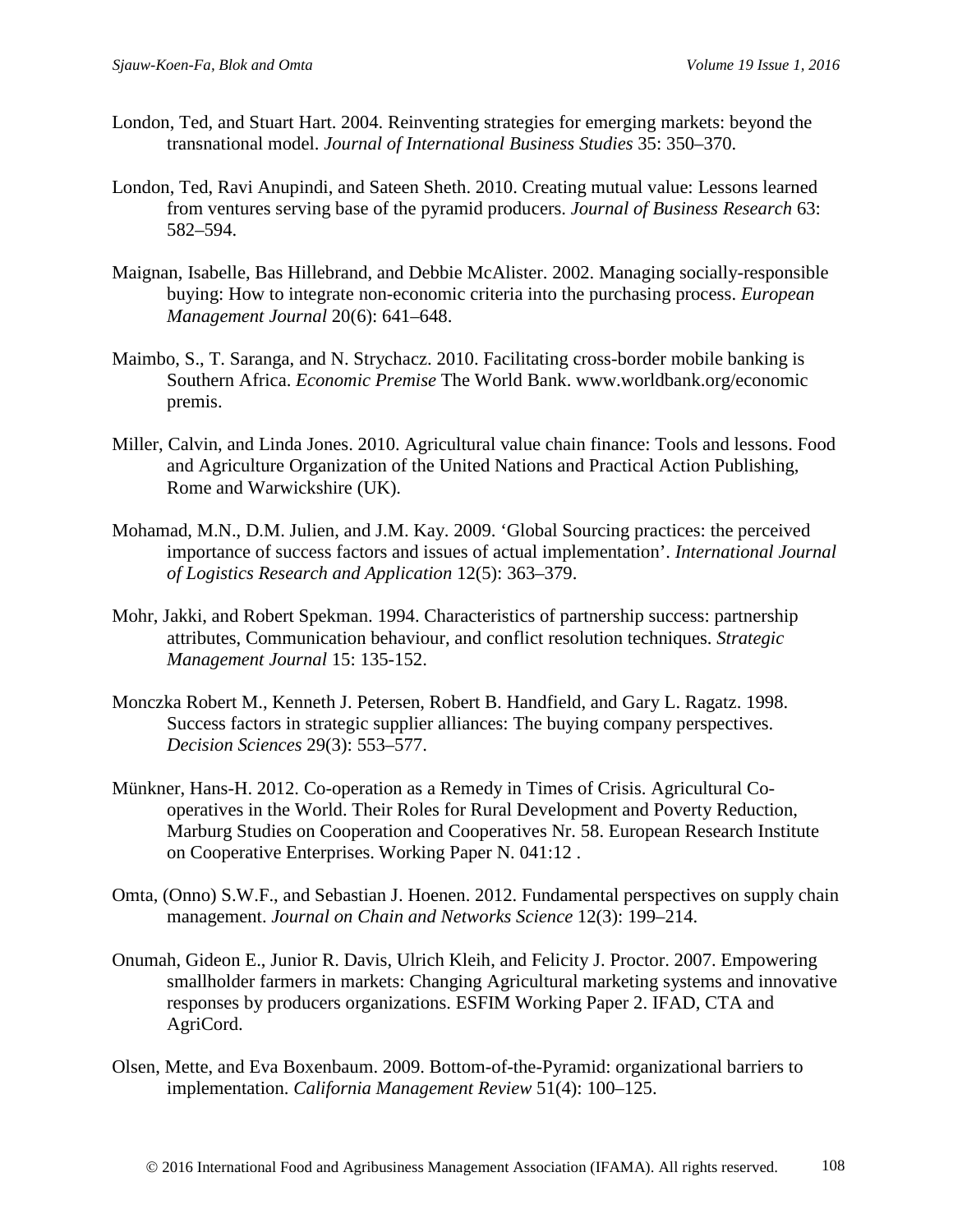London, Ted, and Stuart Hart. 2004. Reinventing strategies for emerging markets: beyond the transnational model. *Journal of International Business Studies* 35: 350–370.

London, Ted, Ravi Anupindi, and Sateen Sheth. 2010. Creating mutual value: Lessons learned from ventures serving base of the pyramid producers. *Journal of Business Research* 63: 582–594.

Maignan, Isabelle, Bas Hillebrand, and Debbie McAlister. 2002. Managing socially-responsible buying: How to integrate non-economic criteria into the purchasing process. *European Management Journal* 20(6): 641–648.

Maimbo, S., T. Saranga, and N. Strychacz. 2010. Facilitating cross-border mobile banking is Southern Africa. *Economic Premise* The World Bank. www.worldbank.org/economic premis.

Miller, Calvin, and Linda Jones. 2010. Agricultural value chain finance: Tools and lessons. Food and Agriculture Organization of the United Nations and Practical Action Publishing, Rome and Warwickshire (UK).

Mohamad, M.N., D.M. Julien, and J.M. Kay. 2009. 'Global Sourcing practices: the perceived importance of success factors and issues of actual implementation'. *International Journal of Logistics Research and Application* 12(5): 363–379.

Mohr, Jakki, and Robert Spekman. 1994. Characteristics of partnership success: partnership attributes, Communication behaviour, and conflict resolution techniques. *Strategic Management Journal* 15: 135-152.

Monczka Robert M., Kenneth J. Petersen, Robert B. Handfield, and Gary L. Ragatz. 1998. Success factors in strategic supplier alliances: The buying company perspectives. *Decision Sciences* 29(3): 553–577.

Münkner, Hans-H. 2012. Co-operation as a Remedy in Times of Crisis. Agricultural Co-operatives in the World. Their Roles for Rural Development and Poverty Reduction, Marburg Studies on Cooperation and Cooperatives Nr. 58. European Research Institute on Cooperative Enterprises. Working Paper N. 041:12 .

Omta, (Onno) S.W.F., and Sebastian J. Hoenen. 2012. Fundamental perspectives on supply chain management. *Journal on Chain and Networks Science* 12(3): 199–214.

Onumah, Gideon E., Junior R. Davis, Ulrich Kleih, and Felicity J. Proctor. 2007. Empowering smallholder farmers in markets: Changing Agricultural marketing systems and innovative responses by producers organizations. ESFIM Working Paper 2. IFAD, CTA and AgriCord.

Olsen, Mette, and Eva Boxenbaum. 2009. Bottom-of-the-Pyramid: organizational barriers to implementation. *California Management Review* 51(4): 100–125.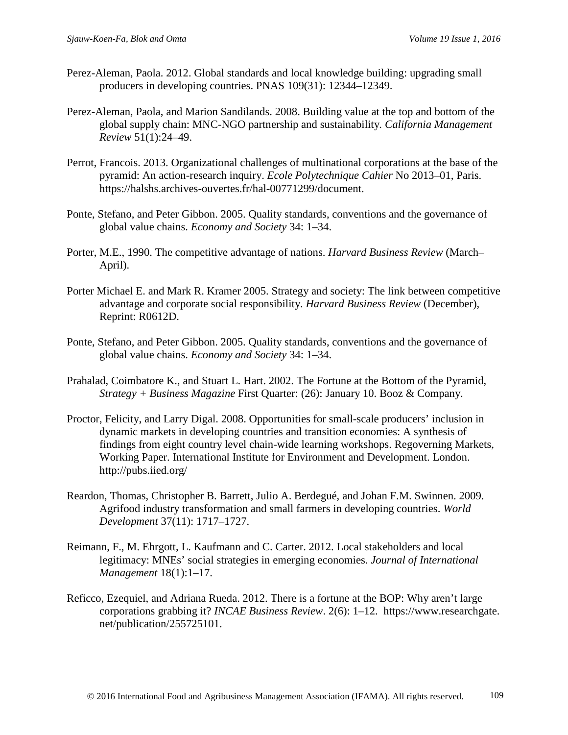Perez-Aleman, Paola. 2012. Global standards and local knowledge building: upgrading small producers in developing countries. PNAS 109(31): 12344–12349.

Perez-Aleman, Paola, and Marion Sandilands. 2008. Building value at the top and bottom of the global supply chain: MNC-NGO partnership and sustainability. *California Management Review* 51(1):24–49.

Perrot, Francois. 2013. Organizational challenges of multinational corporations at the base of the pyramid: An action-research inquiry. *Ecole Polytechnique Cahier* No 2013–01, Paris. https://halshs.archives-ouvertes.fr/hal-00771299/document.

Ponte, Stefano, and Peter Gibbon. 2005. Quality standards, conventions and the governance of global value chains. *Economy and Society* 34: 1–34.

Porter, M.E., 1990. The competitive advantage of nations. *Harvard Business Review* (March–April).

Porter Michael E. and Mark R. Kramer 2005. Strategy and society: The link between competitive advantage and corporate social responsibility. *Harvard Business Review* (December), Reprint: R0612D.

Ponte, Stefano, and Peter Gibbon. 2005. Quality standards, conventions and the governance of global value chains. *Economy and Society* 34: 1–34.

Prahalad, Coimbatore K., and Stuart L. Hart. 2002. The Fortune at the Bottom of the Pyramid, *Strategy + Business Magazine* First Quarter: (26): January 10. Booz & Company.

Proctor, Felicity, and Larry Digal. 2008. Opportunities for small-scale producers' inclusion in dynamic markets in developing countries and transition economies: A synthesis of findings from eight country level chain-wide learning workshops. Regoverning Markets, Working Paper. International Institute for Environment and Development. London. http://pubs.iied.org/

Reardon, Thomas, Christopher B. Barrett, Julio A. Berdegué, and Johan F.M. Swinnen. 2009. Agrifood industry transformation and small farmers in developing countries. *World Development* 37(11): 1717–1727.

Reimann, F., M. Ehrgott, L. Kaufmann and C. Carter. 2012. Local stakeholders and local legitimacy: MNEs' social strategies in emerging economies. *Journal of International Management* 18(1):1–17.

Reficco, Ezequiel, and Adriana Rueda. 2012. There is a fortune at the BOP: Why aren't large corporations grabbing it? *INCAE Business Review*. 2(6): 1–12. https://www.researchgate.net/publication/255725101.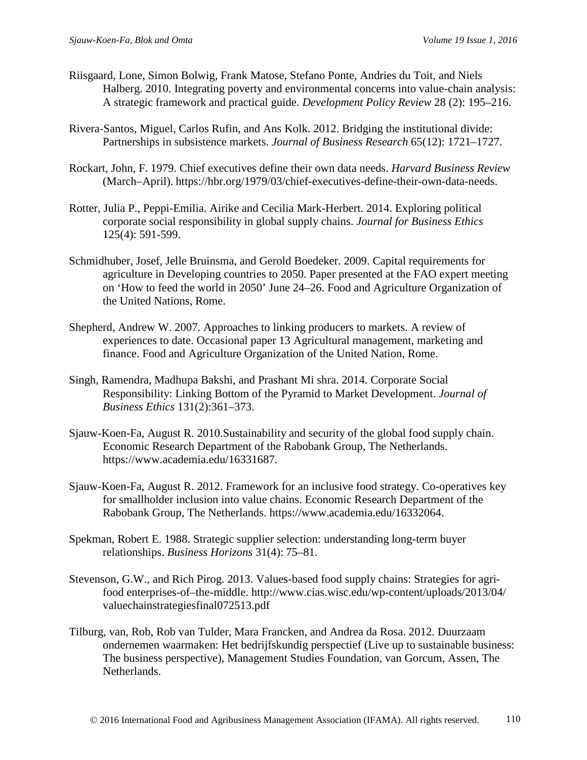Riisgaard, Lone, Simon Bolwig, Frank Matose, Stefano Ponte, Andries du Toit, and Niels Halberg. 2010. Integrating poverty and environmental concerns into value-chain analysis: A strategic framework and practical guide. *Development Policy Review* 28 (2): 195–216.

Rivera-Santos, Miguel, Carlos Rufin, and Ans Kolk. 2012. Bridging the institutional divide: Partnerships in subsistence markets. *Journal of Business Research* 65(12): 1721–1727.

Rockart, John, F. 1979. Chief executives define their own data needs. *Harvard Business Review* (March–April). https://hbr.org/1979/03/chief-executives-define-their-own-data-needs.

Rotter, Julia P., Peppi-Emilia. Airike and Cecilia Mark-Herbert. 2014. Exploring political corporate social responsibility in global supply chains. *Journal for Business Ethics* 125(4): 591-599.

Schmidhuber, Josef, Jelle Bruinsma, and Gerold Boedeker. 2009. Capital requirements for agriculture in Developing countries to 2050. Paper presented at the FAO expert meeting on 'How to feed the world in 2050' June 24–26. Food and Agriculture Organization of the United Nations, Rome.

Shepherd, Andrew W. 2007. Approaches to linking producers to markets. A review of experiences to date. Occasional paper 13 Agricultural management, marketing and finance. Food and Agriculture Organization of the United Nation, Rome.

Singh, Ramendra, Madhupa Bakshi, and Prashant Mi shra. 2014. Corporate Social Responsibility: Linking Bottom of the Pyramid to Market Development. *Journal of Business Ethics* 131(2):361–373.

Sjauw-Koen-Fa, August R. 2010.Sustainability and security of the global food supply chain. Economic Research Department of the Rabobank Group, The Netherlands. https://www.academia.edu/16331687.

Sjauw-Koen-Fa, August R. 2012. Framework for an inclusive food strategy. Co-operatives key for smallholder inclusion into value chains. Economic Research Department of the Rabobank Group, The Netherlands. https://www.academia.edu/16332064.

Spekman, Robert E. 1988. Strategic supplier selection: understanding long-term buyer relationships. *Business Horizons* 31(4): 75–81.

Stevenson, G.W., and Rich Pirog. 2013. Values-based food supply chains: Strategies for agri-food enterprises-of–the-middle. http://www.cias.wisc.edu/wp-content/uploads/2013/04/valuechainstrategiesfinal072513.pdf

Tilburg, van, Rob, Rob van Tulder, Mara Francken, and Andrea da Rosa. 2012. Duurzaam ondernemen waarmaken: Het bedrijfskundig perspectief (Live up to sustainable business: The business perspective), Management Studies Foundation, van Gorcum, Assen, The Netherlands.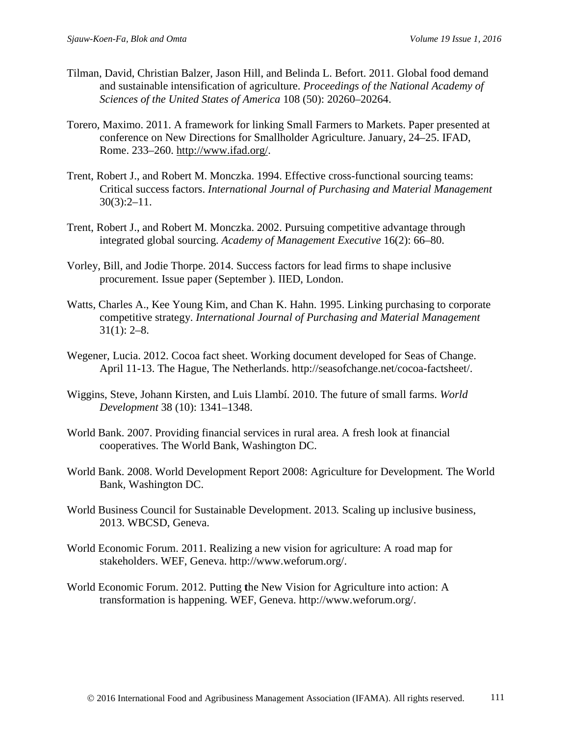Tilman, David, Christian Balzer, Jason Hill, and Belinda L. Befort. 2011. Global food demand and sustainable intensification of agriculture. *Proceedings of the National Academy of Sciences of the United States of America* 108 (50): 20260–20264.

Torero, Maximo. 2011. A framework for linking Small Farmers to Markets. Paper presented at conference on New Directions for Smallholder Agriculture. January, 24–25. IFAD, Rome. 233–260. http://www.ifad.org/.

Trent, Robert J., and Robert M. Monczka. 1994. Effective cross-functional sourcing teams: Critical success factors. *International Journal of Purchasing and Material Management* 30(3):2–11.

Trent, Robert J., and Robert M. Monczka. 2002. Pursuing competitive advantage through integrated global sourcing. *Academy of Management Executive* 16(2): 66–80.

Vorley, Bill, and Jodie Thorpe. 2014. Success factors for lead firms to shape inclusive procurement. Issue paper (September ). IIED, London.

Watts, Charles A., Kee Young Kim, and Chan K. Hahn. 1995. Linking purchasing to corporate competitive strategy. *International Journal of Purchasing and Material Management* 31(1): 2–8.

Wegener, Lucia. 2012. Cocoa fact sheet. Working document developed for Seas of Change. April 11-13. The Hague, The Netherlands. http://seasofchange.net/cocoa-factsheet/.

Wiggins, Steve, Johann Kirsten, and Luis Llambí. 2010. The future of small farms. *World Development* 38 (10): 1341–1348.

World Bank. 2007. Providing financial services in rural area. A fresh look at financial cooperatives. The World Bank, Washington DC.

World Bank. 2008. World Development Report 2008: Agriculture for Development. The World Bank, Washington DC.

World Business Council for Sustainable Development. 2013. Scaling up inclusive business, 2013. WBCSD, Geneva.

World Economic Forum. 2011. Realizing a new vision for agriculture: A road map for stakeholders. WEF, Geneva. http://www.weforum.org/.

World Economic Forum. 2012. Putting the New Vision for Agriculture into action: A transformation is happening. WEF, Geneva. http://www.weforum.org/.